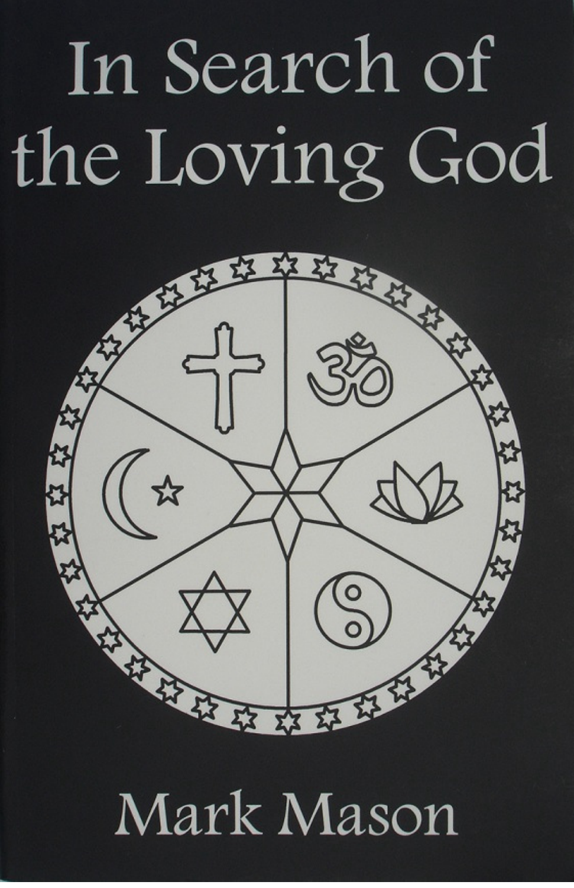# In Search of the Loving God

Mark Mason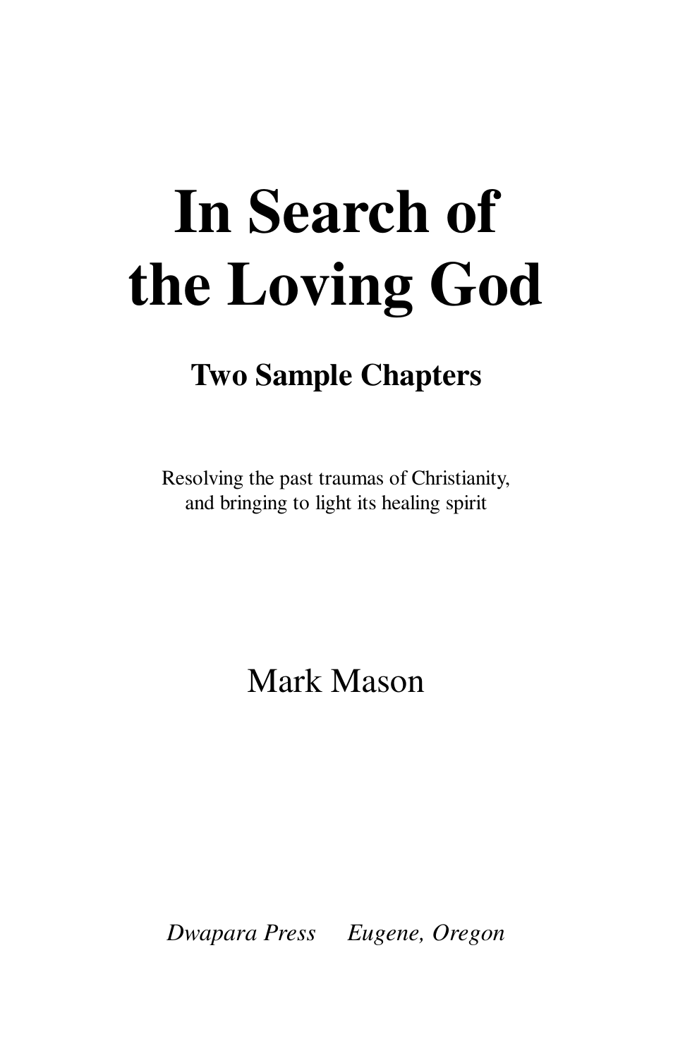# In Search of the Loving God

## Two Sample Chapters

Resolving the past traumas of Christianity,
and bringing to light its healing spirit

Mark Mason

*Dwapara Press Eugene, Oregon*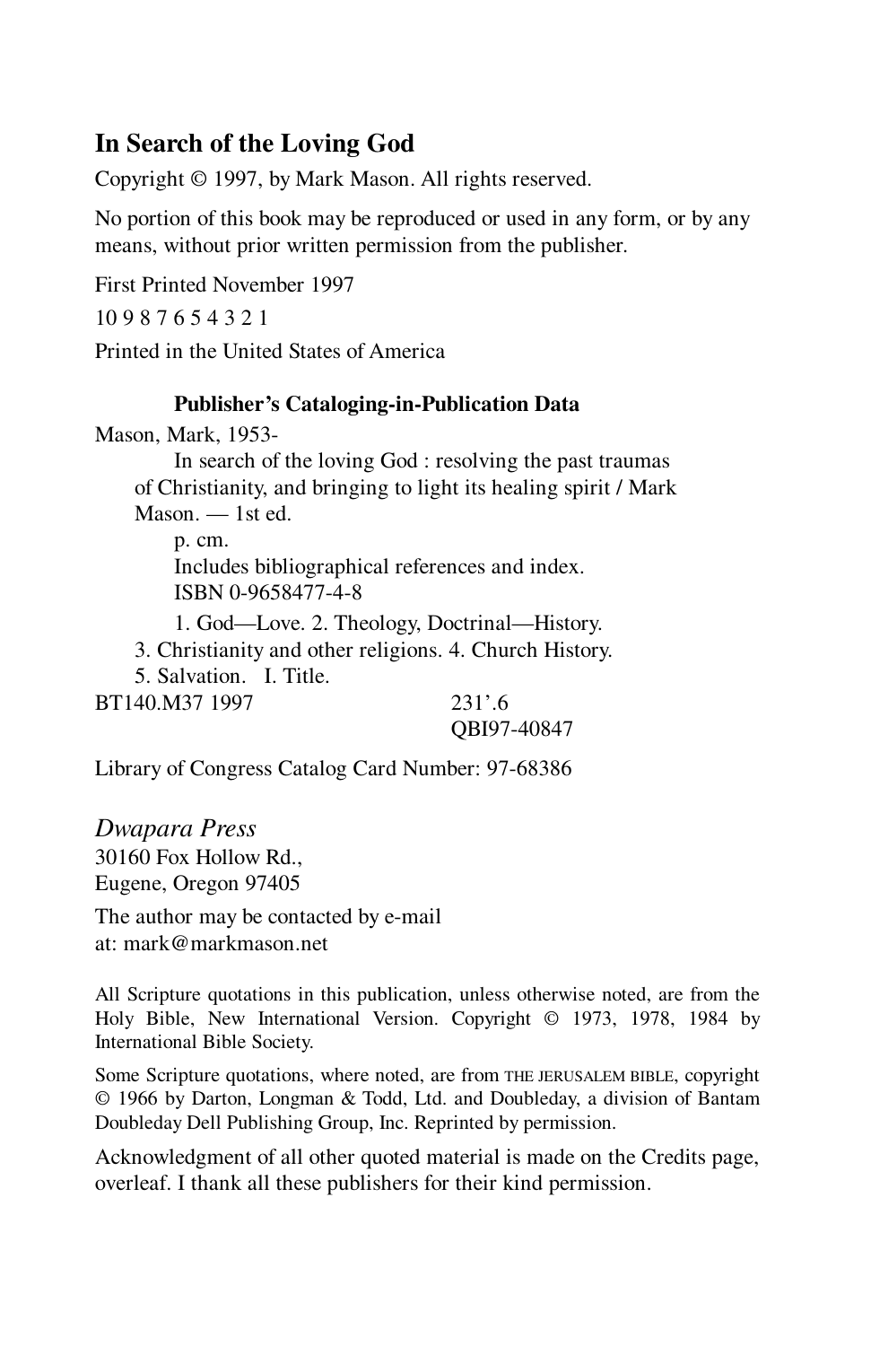## In Search of the Loving God

Copyright © 1997, by Mark Mason. All rights reserved.

No portion of this book may be reproduced or used in any form, or by any means, without prior written permission from the publisher.

First Printed November 1997

10 9 8 7 6 5 4 3 2 1

Printed in the United States of America

**Publisher's Cataloging-in-Publication Data**

Mason, Mark, 1953-

In search of the loving God : resolving the past traumas of Christianity, and bringing to light its healing spirit / Mark Mason. — 1st ed.

p. cm.

Includes bibliographical references and index.

ISBN 0-9658477-4-8

1. God—Love. 2. Theology, Doctrinal—History. 3. Christianity and other religions. 4. Church History. 5. Salvation. I. Title.

BT140.M37 1997 231'.6

QBI97-40847

Library of Congress Catalog Card Number: 97-68386

*Dwapara Press*
30160 Fox Hollow Rd.,
Eugene, Oregon 97405

The author may be contacted by e-mail at: mark@markmason.net

All Scripture quotations in this publication, unless otherwise noted, are from the Holy Bible, New International Version. Copyright © 1973, 1978, 1984 by International Bible Society.

Some Scripture quotations, where noted, are from THE JERUSALEM BIBLE, copyright © 1966 by Darton, Longman & Todd, Ltd. and Doubleday, a division of Bantam Doubleday Dell Publishing Group, Inc. Reprinted by permission.

Acknowledgment of all other quoted material is made on the Credits page, overleaf. I thank all these publishers for their kind permission.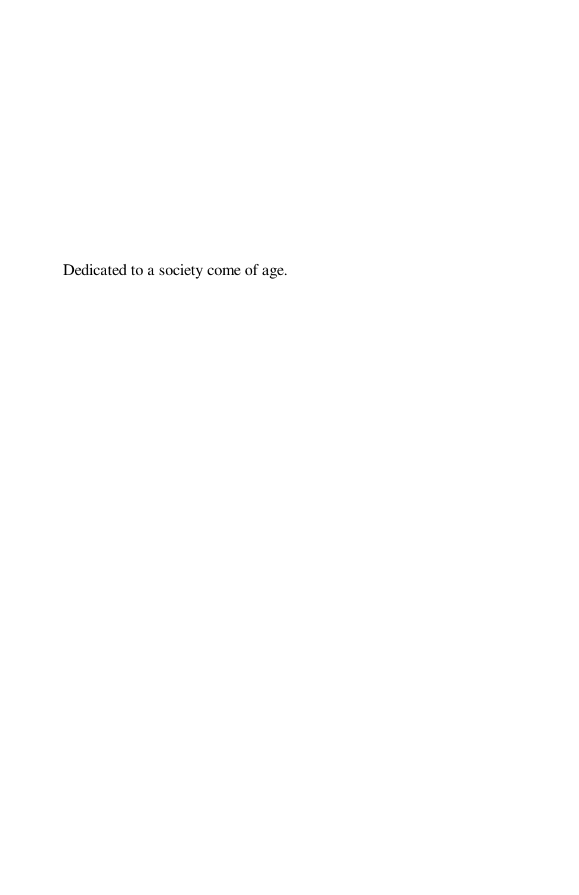Dedicated to a society come of age.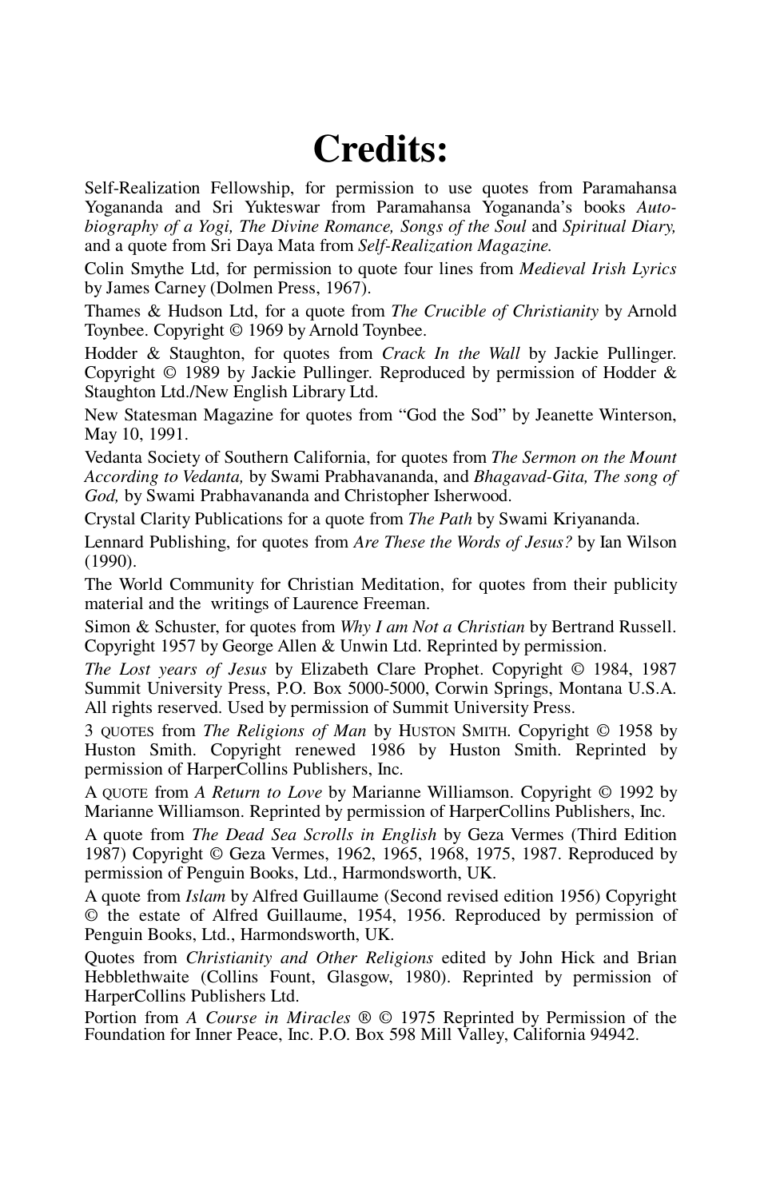# Credits:

Self-Realization Fellowship, for permission to use quotes from Paramahansa Yogananda and Sri Yukteswar from Paramahansa Yogananda's books *Autobiography of a Yogi, The Divine Romance, Songs of the Soul* and *Spiritual Diary,* and a quote from Sri Daya Mata from *Self-Realization Magazine.*

Colin Smythe Ltd, for permission to quote four lines from *Medieval Irish Lyrics* by James Carney (Dolmen Press, 1967).

Thames & Hudson Ltd, for a quote from *The Crucible of Christianity* by Arnold Toynbee. Copyright © 1969 by Arnold Toynbee.

Hodder & Staughton, for quotes from *Crack In the Wall* by Jackie Pullinger. Copyright © 1989 by Jackie Pullinger. Reproduced by permission of Hodder & Staughton Ltd./New English Library Ltd.

New Statesman Magazine for quotes from "God the Sod" by Jeanette Winterson, May 10, 1991.

Vedanta Society of Southern California, for quotes from *The Sermon on the Mount According to Vedanta,* by Swami Prabhavananda, and *Bhagavad-Gita, The song of God,* by Swami Prabhavananda and Christopher Isherwood.

Crystal Clarity Publications for a quote from *The Path* by Swami Kriyananda.

Lennard Publishing, for quotes from *Are These the Words of Jesus?* by Ian Wilson (1990).

The World Community for Christian Meditation, for quotes from their publicity material and the writings of Laurence Freeman.

Simon & Schuster, for quotes from *Why I am Not a Christian* by Bertrand Russell. Copyright 1957 by George Allen & Unwin Ltd. Reprinted by permission.

*The Lost years of Jesus* by Elizabeth Clare Prophet. Copyright © 1984, 1987 Summit University Press, P.O. Box 5000-5000, Corwin Springs, Montana U.S.A. All rights reserved. Used by permission of Summit University Press.

3 QUOTES from *The Religions of Man* by HUSTON SMITH. Copyright © 1958 by Huston Smith. Copyright renewed 1986 by Huston Smith. Reprinted by permission of HarperCollins Publishers, Inc.

A QUOTE from *A Return to Love* by Marianne Williamson. Copyright © 1992 by Marianne Williamson. Reprinted by permission of HarperCollins Publishers, Inc.

A quote from *The Dead Sea Scrolls in English* by Geza Vermes (Third Edition 1987) Copyright © Geza Vermes, 1962, 1965, 1968, 1975, 1987. Reproduced by permission of Penguin Books, Ltd., Harmondsworth, UK.

A quote from *Islam* by Alfred Guillaume (Second revised edition 1956) Copyright © the estate of Alfred Guillaume, 1954, 1956. Reproduced by permission of Penguin Books, Ltd., Harmondsworth, UK.

Quotes from *Christianity and Other Religions* edited by John Hick and Brian Hebblethwaite (Collins Fount, Glasgow, 1980). Reprinted by permission of HarperCollins Publishers Ltd.

Portion from *A Course in Miracles* ® © 1975 Reprinted by Permission of the Foundation for Inner Peace, Inc. P.O. Box 598 Mill Valley, California 94942.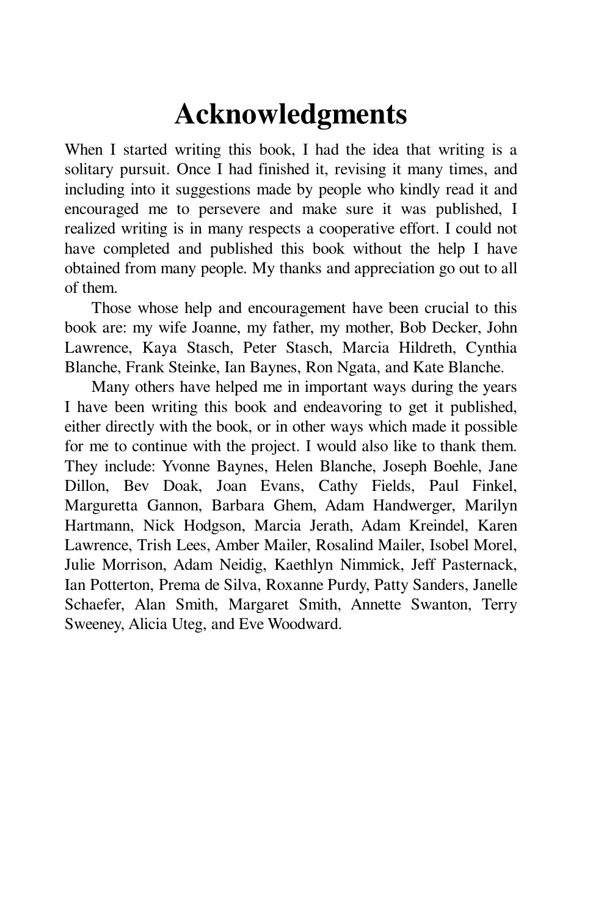# Acknowledgments

When I started writing this book, I had the idea that writing is a solitary pursuit. Once I had finished it, revising it many times, and including into it suggestions made by people who kindly read it and encouraged me to persevere and make sure it was published, I realized writing is in many respects a cooperative effort. I could not have completed and published this book without the help I have obtained from many people. My thanks and appreciation go out to all of them.

Those whose help and encouragement have been crucial to this book are: my wife Joanne, my father, my mother, Bob Decker, John Lawrence, Kaya Stasch, Peter Stasch, Marcia Hildreth, Cynthia Blanche, Frank Steinke, Ian Baynes, Ron Ngata, and Kate Blanche.

Many others have helped me in important ways during the years I have been writing this book and endeavoring to get it published, either directly with the book, or in other ways which made it possible for me to continue with the project. I would also like to thank them. They include: Yvonne Baynes, Helen Blanche, Joseph Boehle, Jane Dillon, Bev Doak, Joan Evans, Cathy Fields, Paul Finkel, Marguretta Gannon, Barbara Ghem, Adam Handwerger, Marilyn Hartmann, Nick Hodgson, Marcia Jerath, Adam Kreindel, Karen Lawrence, Trish Lees, Amber Mailer, Rosalind Mailer, Isobel Morel, Julie Morrison, Adam Neidig, Kaethlyn Nimmick, Jeff Pasternack, Ian Potterton, Prema de Silva, Roxanne Purdy, Patty Sanders, Janelle Schaefer, Alan Smith, Margaret Smith, Annette Swanton, Terry Sweeney, Alicia Uteg, and Eve Woodward.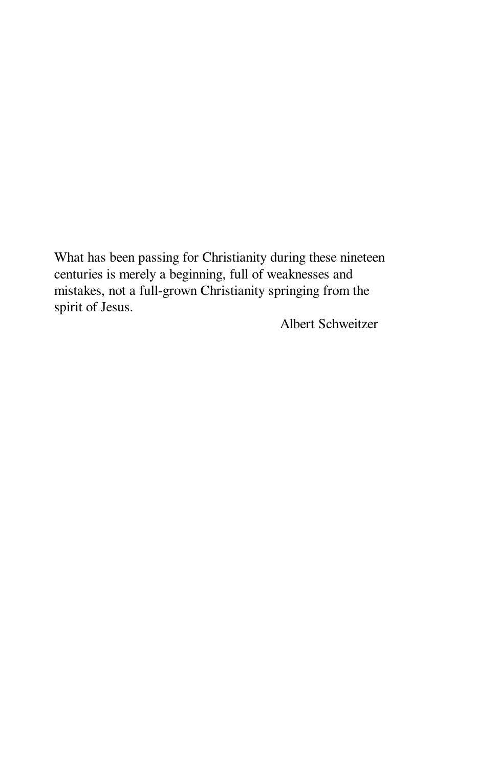What has been passing for Christianity during these nineteen centuries is merely a beginning, full of weaknesses and mistakes, not a full-grown Christianity springing from the spirit of Jesus.

Albert Schweitzer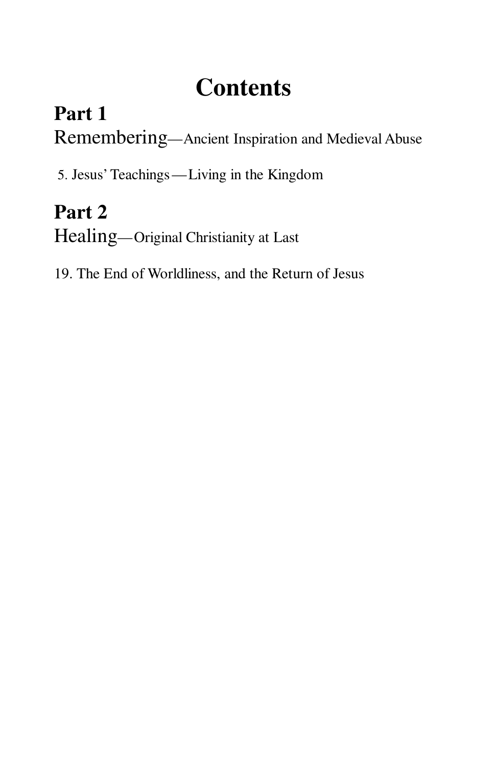# Contents

## Part 1

Remembering—Ancient Inspiration and Medieval Abuse

5. Jesus' Teachings—Living in the Kingdom

## Part 2

Healing—Original Christianity at Last

19. The End of Worldliness, and the Return of Jesus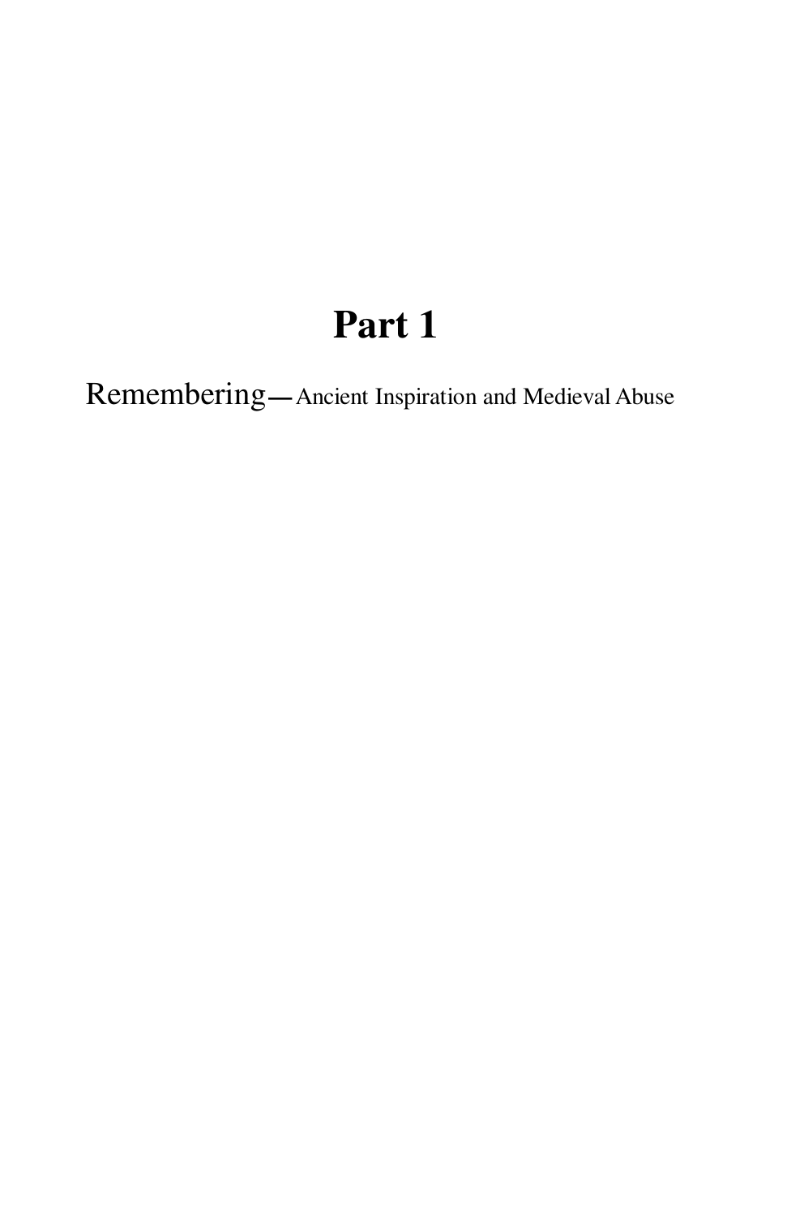# Part 1

Remembering—Ancient Inspiration and Medieval Abuse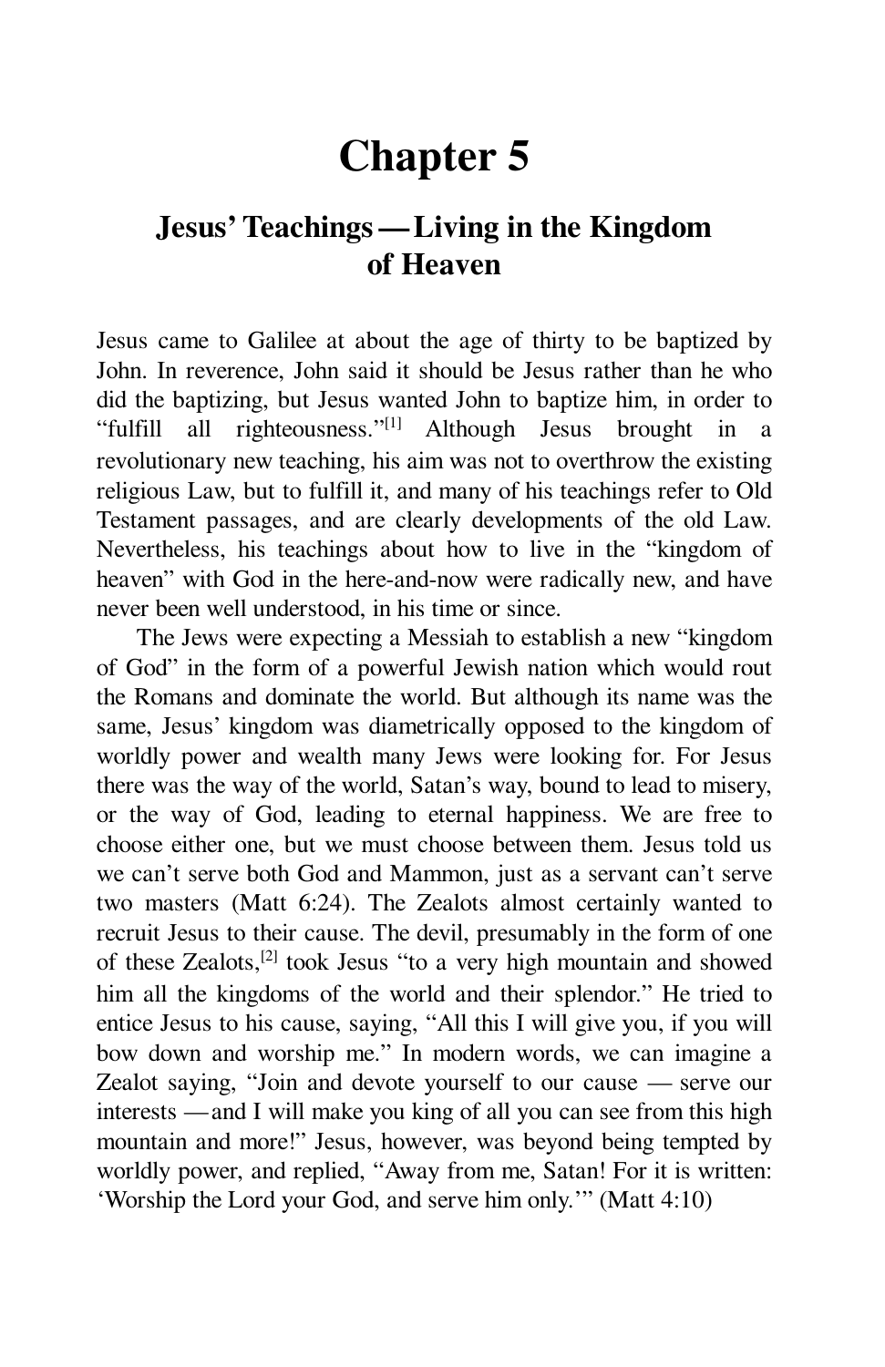# Chapter 5

## Jesus' Teachings — Living in the Kingdom of Heaven

Jesus came to Galilee at about the age of thirty to be baptized by John. In reverence, John said it should be Jesus rather than he who did the baptizing, but Jesus wanted John to baptize him, in order to "fulfill all righteousness."[1] Although Jesus brought in a revolutionary new teaching, his aim was not to overthrow the existing religious Law, but to fulfill it, and many of his teachings refer to Old Testament passages, and are clearly developments of the old Law. Nevertheless, his teachings about how to live in the "kingdom of heaven" with God in the here-and-now were radically new, and have never been well understood, in his time or since.

The Jews were expecting a Messiah to establish a new "kingdom of God" in the form of a powerful Jewish nation which would rout the Romans and dominate the world. But although its name was the same, Jesus' kingdom was diametrically opposed to the kingdom of worldly power and wealth many Jews were looking for. For Jesus there was the way of the world, Satan's way, bound to lead to misery, or the way of God, leading to eternal happiness. We are free to choose either one, but we must choose between them. Jesus told us we can't serve both God and Mammon, just as a servant can't serve two masters (Matt 6:24). The Zealots almost certainly wanted to recruit Jesus to their cause. The devil, presumably in the form of one of these Zealots,[2] took Jesus "to a very high mountain and showed him all the kingdoms of the world and their splendor." He tried to entice Jesus to his cause, saying, "All this I will give you, if you will bow down and worship me." In modern words, we can imagine a Zealot saying, "Join and devote yourself to our cause — serve our interests — and I will make you king of all you can see from this high mountain and more!" Jesus, however, was beyond being tempted by worldly power, and replied, "Away from me, Satan! For it is written: 'Worship the Lord your God, and serve him only.'" (Matt 4:10)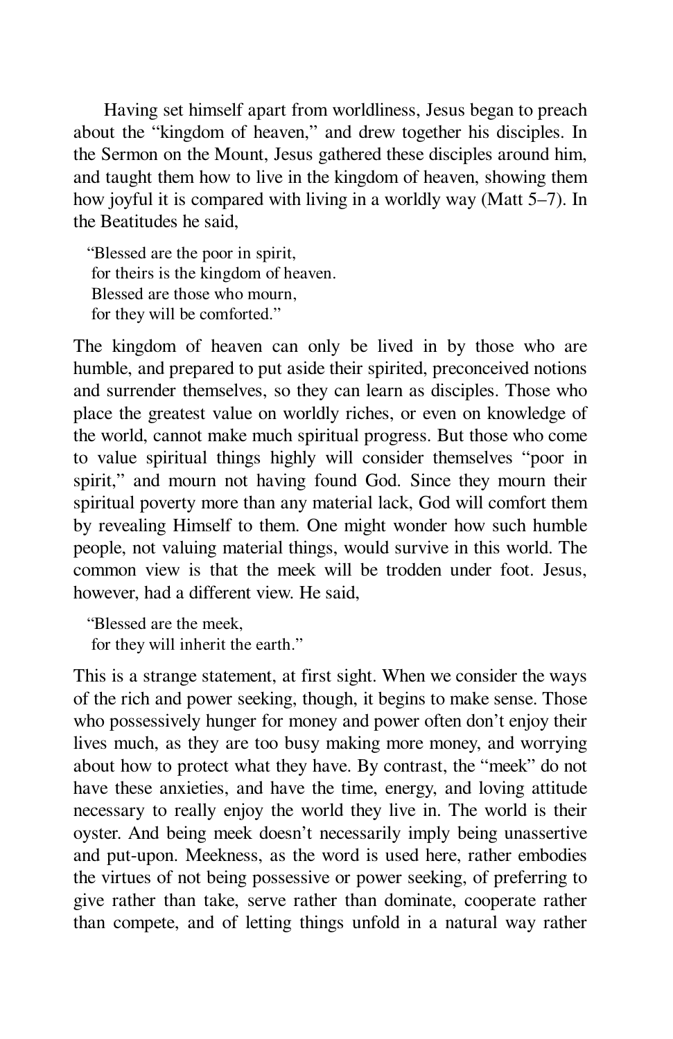Having set himself apart from worldliness, Jesus began to preach about the "kingdom of heaven," and drew together his disciples. In the Sermon on the Mount, Jesus gathered these disciples around him, and taught them how to live in the kingdom of heaven, showing them how joyful it is compared with living in a worldly way (Matt 5–7). In the Beatitudes he said,

> "Blessed are the poor in spirit,  
> for theirs is the kingdom of heaven.  
> Blessed are those who mourn,  
> for they will be comforted."

The kingdom of heaven can only be lived in by those who are humble, and prepared to put aside their spirited, preconceived notions and surrender themselves, so they can learn as disciples. Those who place the greatest value on worldly riches, or even on knowledge of the world, cannot make much spiritual progress. But those who come to value spiritual things highly will consider themselves "poor in spirit," and mourn not having found God. Since they mourn their spiritual poverty more than any material lack, God will comfort them by revealing Himself to them. One might wonder how such humble people, not valuing material things, would survive in this world. The common view is that the meek will be trodden under foot. Jesus, however, had a different view. He said,

> "Blessed are the meek,  
> for they will inherit the earth."

This is a strange statement, at first sight. When we consider the ways of the rich and power seeking, though, it begins to make sense. Those who possessively hunger for money and power often don't enjoy their lives much, as they are too busy making more money, and worrying about how to protect what they have. By contrast, the "meek" do not have these anxieties, and have the time, energy, and loving attitude necessary to really enjoy the world they live in. The world is their oyster. And being meek doesn't necessarily imply being unassertive and put-upon. Meekness, as the word is used here, rather embodies the virtues of not being possessive or power seeking, of preferring to give rather than take, serve rather than dominate, cooperate rather than compete, and of letting things unfold in a natural way rather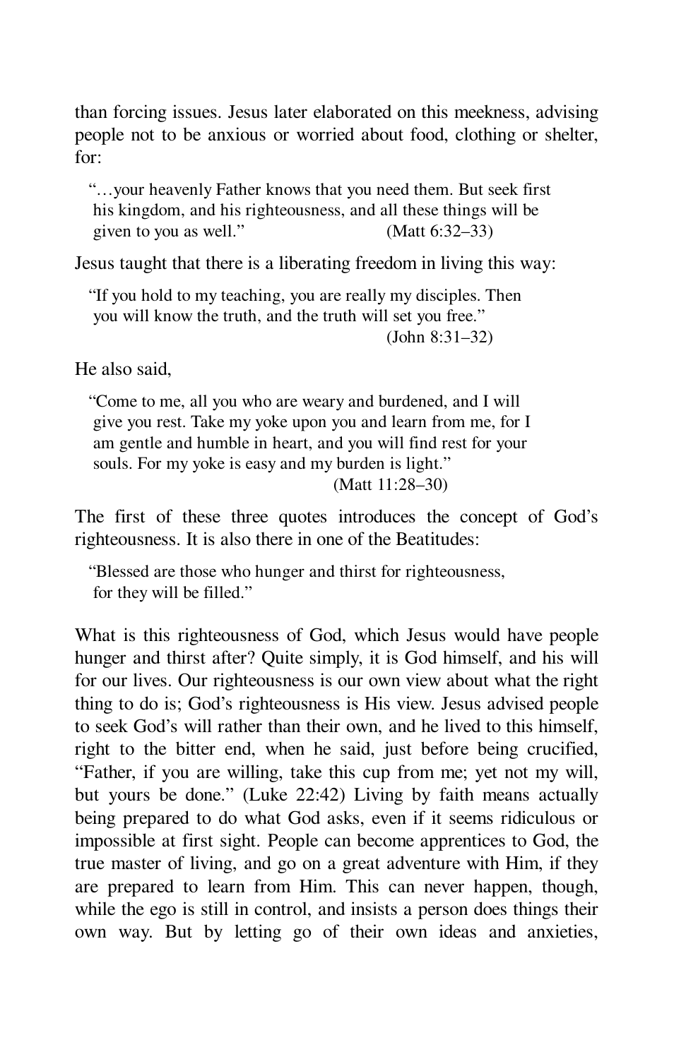than forcing issues. Jesus later elaborated on this meekness, advising people not to be anxious or worried about food, clothing or shelter, for:

> "…your heavenly Father knows that you need them. But seek first his kingdom, and his righteousness, and all these things will be given to you as well." (Matt 6:32–33)

Jesus taught that there is a liberating freedom in living this way:

> "If you hold to my teaching, you are really my disciples. Then you will know the truth, and the truth will set you free." (John 8:31–32)

He also said,

> "Come to me, all you who are weary and burdened, and I will give you rest. Take my yoke upon you and learn from me, for I am gentle and humble in heart, and you will find rest for your souls. For my yoke is easy and my burden is light." (Matt 11:28–30)

The first of these three quotes introduces the concept of God's righteousness. It is also there in one of the Beatitudes:

> "Blessed are those who hunger and thirst for righteousness, for they will be filled."

What is this righteousness of God, which Jesus would have people hunger and thirst after? Quite simply, it is God himself, and his will for our lives. Our righteousness is our own view about what the right thing to do is; God's righteousness is His view. Jesus advised people to seek God's will rather than their own, and he lived to this himself, right to the bitter end, when he said, just before being crucified, "Father, if you are willing, take this cup from me; yet not my will, but yours be done." (Luke 22:42) Living by faith means actually being prepared to do what God asks, even if it seems ridiculous or impossible at first sight. People can become apprentices to God, the true master of living, and go on a great adventure with Him, if they are prepared to learn from Him. This can never happen, though, while the ego is still in control, and insists a person does things their own way. But by letting go of their own ideas and anxieties,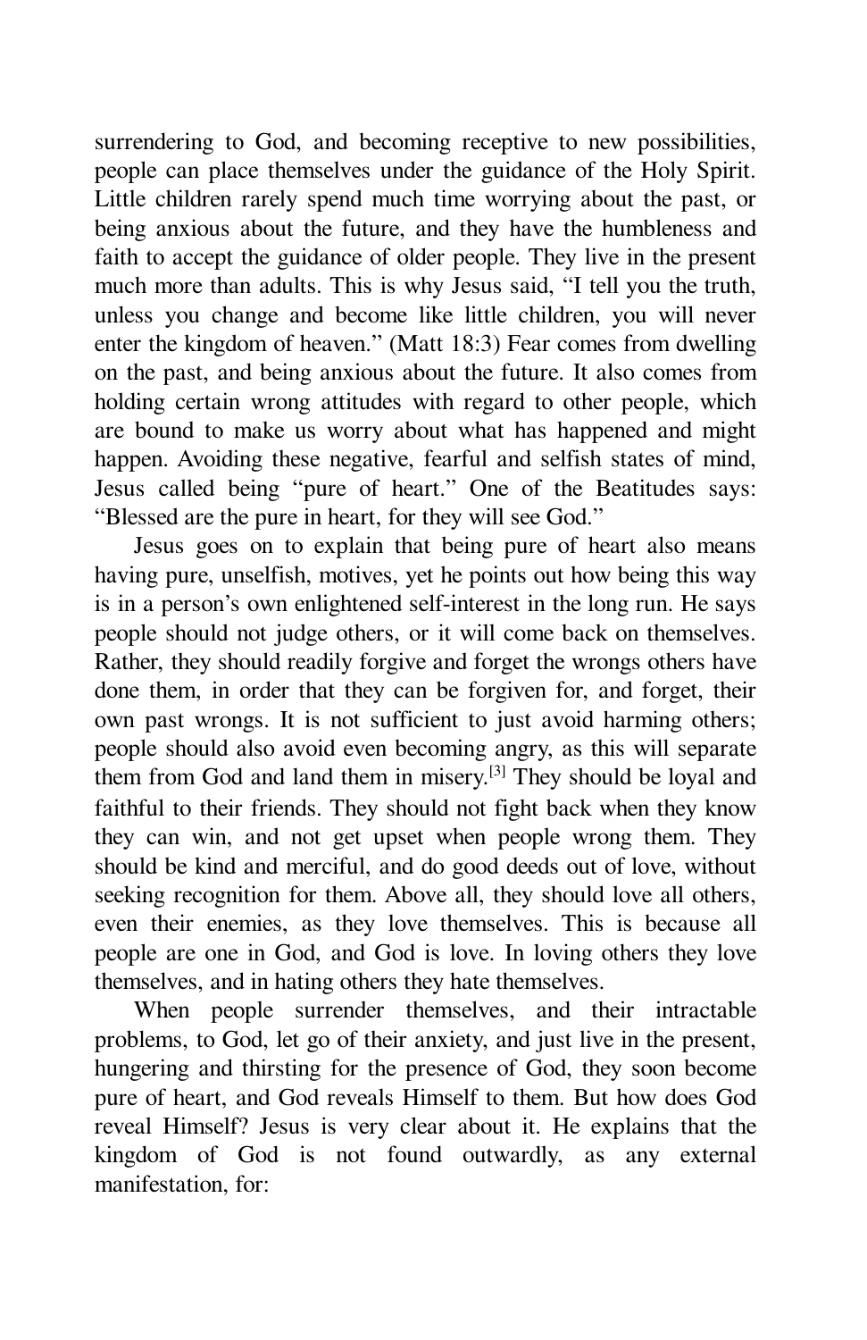surrendering to God, and becoming receptive to new possibilities, people can place themselves under the guidance of the Holy Spirit. Little children rarely spend much time worrying about the past, or being anxious about the future, and they have the humbleness and faith to accept the guidance of older people. They live in the present much more than adults. This is why Jesus said, "I tell you the truth, unless you change and become like little children, you will never enter the kingdom of heaven." (Matt 18:3) Fear comes from dwelling on the past, and being anxious about the future. It also comes from holding certain wrong attitudes with regard to other people, which are bound to make us worry about what has happened and might happen. Avoiding these negative, fearful and selfish states of mind, Jesus called being "pure of heart." One of the Beatitudes says: "Blessed are the pure in heart, for they will see God."

Jesus goes on to explain that being pure of heart also means having pure, unselfish, motives, yet he points out how being this way is in a person's own enlightened self-interest in the long run. He says people should not judge others, or it will come back on themselves. Rather, they should readily forgive and forget the wrongs others have done them, in order that they can be forgiven for, and forget, their own past wrongs. It is not sufficient to just avoid harming others; people should also avoid even becoming angry, as this will separate them from God and land them in misery.[3] They should be loyal and faithful to their friends. They should not fight back when they know they can win, and not get upset when people wrong them. They should be kind and merciful, and do good deeds out of love, without seeking recognition for them. Above all, they should love all others, even their enemies, as they love themselves. This is because all people are one in God, and God is love. In loving others they love themselves, and in hating others they hate themselves.

When people surrender themselves, and their intractable problems, to God, let go of their anxiety, and just live in the present, hungering and thirsting for the presence of God, they soon become pure of heart, and God reveals Himself to them. But how does God reveal Himself? Jesus is very clear about it. He explains that the kingdom of God is not found outwardly, as any external manifestation, for: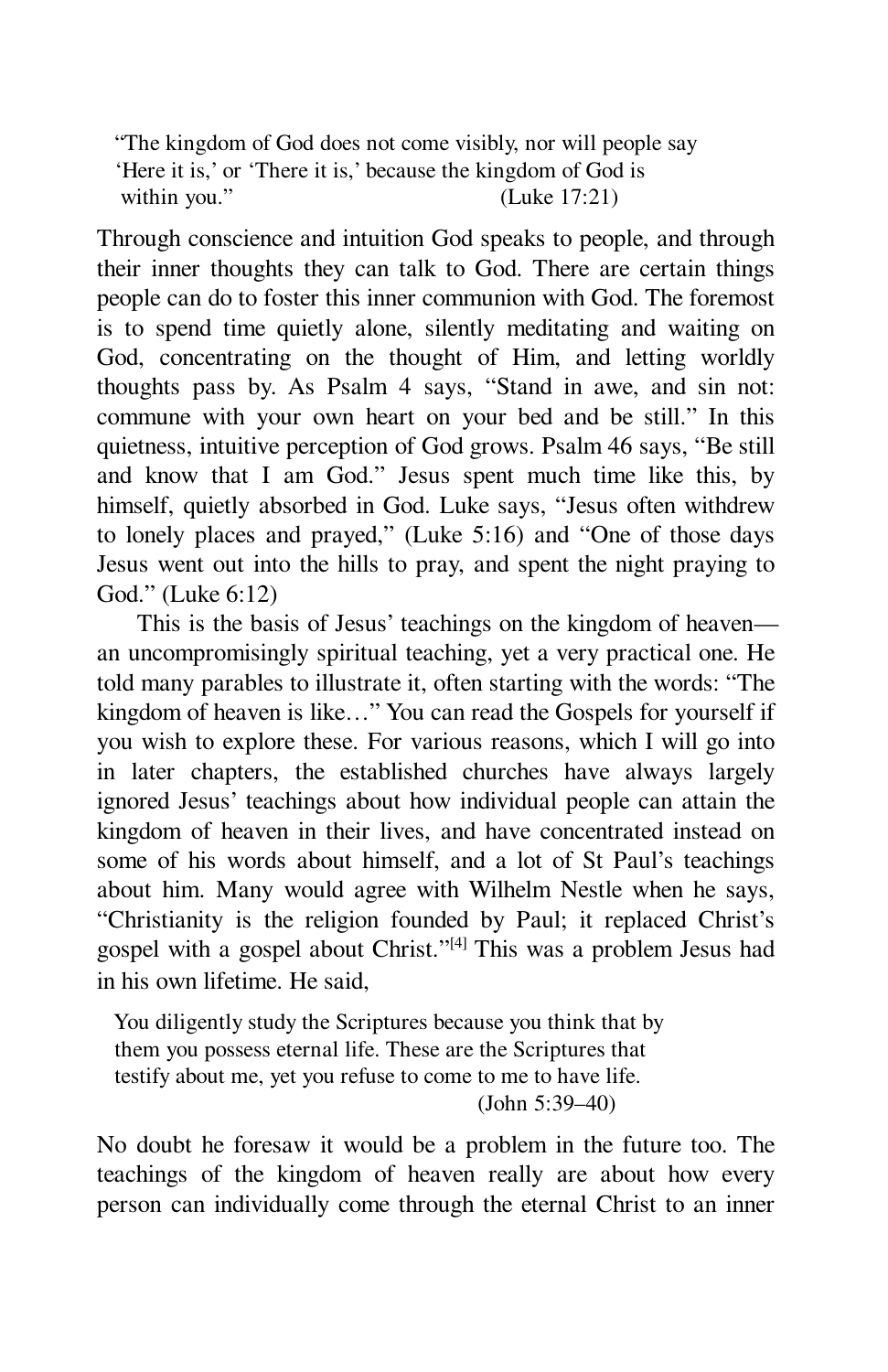> "The kingdom of God does not come visibly, nor will people say 'Here it is,' or 'There it is,' because the kingdom of God is within you." (Luke 17:21)

Through conscience and intuition God speaks to people, and through their inner thoughts they can talk to God. There are certain things people can do to foster this inner communion with God. The foremost is to spend time quietly alone, silently meditating and waiting on God, concentrating on the thought of Him, and letting worldly thoughts pass by. As Psalm 4 says, "Stand in awe, and sin not: commune with your own heart on your bed and be still." In this quietness, intuitive perception of God grows. Psalm 46 says, "Be still and know that I am God." Jesus spent much time like this, by himself, quietly absorbed in God. Luke says, "Jesus often withdrew to lonely places and prayed," (Luke 5:16) and "One of those days Jesus went out into the hills to pray, and spent the night praying to God." (Luke 6:12)

This is the basis of Jesus' teachings on the kingdom of heaven—an uncompromisingly spiritual teaching, yet a very practical one. He told many parables to illustrate it, often starting with the words: "The kingdom of heaven is like…" You can read the Gospels for yourself if you wish to explore these. For various reasons, which I will go into in later chapters, the established churches have always largely ignored Jesus' teachings about how individual people can attain the kingdom of heaven in their lives, and have concentrated instead on some of his words about himself, and a lot of St Paul's teachings about him. Many would agree with Wilhelm Nestle when he says, "Christianity is the religion founded by Paul; it replaced Christ's gospel with a gospel about Christ."[4] This was a problem Jesus had in his own lifetime. He said,

> You diligently study the Scriptures because you think that by them you possess eternal life. These are the Scriptures that testify about me, yet you refuse to come to me to have life. (John 5:39–40)

No doubt he foresaw it would be a problem in the future too. The teachings of the kingdom of heaven really are about how every person can individually come through the eternal Christ to an inner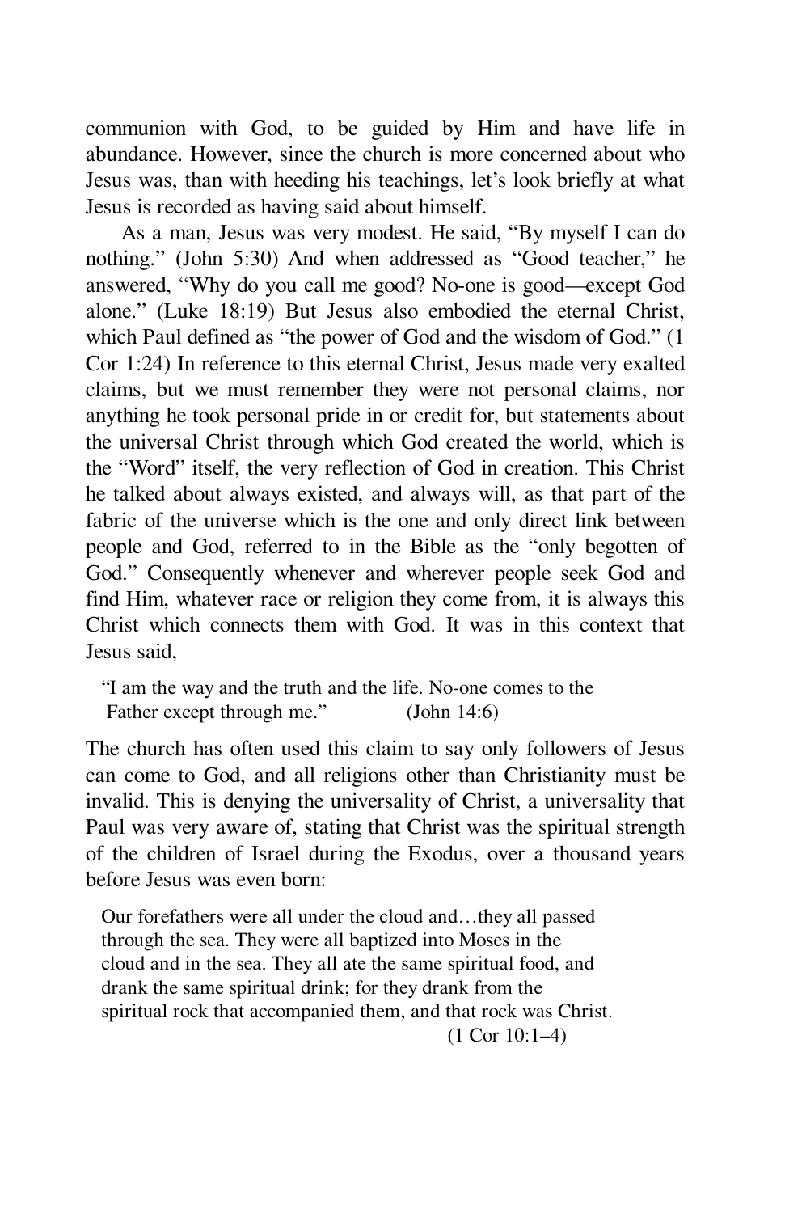communion with God, to be guided by Him and have life in abundance. However, since the church is more concerned about who Jesus was, than with heeding his teachings, let's look briefly at what Jesus is recorded as having said about himself.

As a man, Jesus was very modest. He said, "By myself I can do nothing." (John 5:30) And when addressed as "Good teacher," he answered, "Why do you call me good? No-one is good—except God alone." (Luke 18:19) But Jesus also embodied the eternal Christ, which Paul defined as "the power of God and the wisdom of God." (1 Cor 1:24) In reference to this eternal Christ, Jesus made very exalted claims, but we must remember they were not personal claims, nor anything he took personal pride in or credit for, but statements about the universal Christ through which God created the world, which is the "Word" itself, the very reflection of God in creation. This Christ he talked about always existed, and always will, as that part of the fabric of the universe which is the one and only direct link between people and God, referred to in the Bible as the "only begotten of God." Consequently whenever and wherever people seek God and find Him, whatever race or religion they come from, it is always this Christ which connects them with God. It was in this context that Jesus said,

> "I am the way and the truth and the life. No-one comes to the Father except through me." (John 14:6)

The church has often used this claim to say only followers of Jesus can come to God, and all religions other than Christianity must be invalid. This is denying the universality of Christ, a universality that Paul was very aware of, stating that Christ was the spiritual strength of the children of Israel during the Exodus, over a thousand years before Jesus was even born:

> Our forefathers were all under the cloud and…they all passed through the sea. They were all baptized into Moses in the cloud and in the sea. They all ate the same spiritual food, and drank the same spiritual drink; for they drank from the spiritual rock that accompanied them, and that rock was Christ.
> (1 Cor 10:1–4)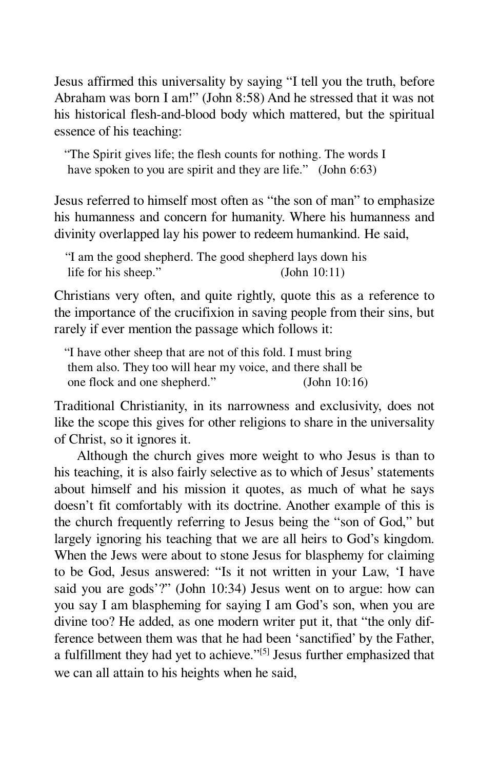Jesus affirmed this universality by saying "I tell you the truth, before Abraham was born I am!" (John 8:58) And he stressed that it was not his historical flesh-and-blood body which mattered, but the spiritual essence of his teaching:

> "The Spirit gives life; the flesh counts for nothing. The words I have spoken to you are spirit and they are life." (John 6:63)

Jesus referred to himself most often as "the son of man" to emphasize his humanness and concern for humanity. Where his humanness and divinity overlapped lay his power to redeem humankind. He said,

> "I am the good shepherd. The good shepherd lays down his life for his sheep." (John 10:11)

Christians very often, and quite rightly, quote this as a reference to the importance of the crucifixion in saving people from their sins, but rarely if ever mention the passage which follows it:

> "I have other sheep that are not of this fold. I must bring them also. They too will hear my voice, and there shall be one flock and one shepherd." (John 10:16)

Traditional Christianity, in its narrowness and exclusivity, does not like the scope this gives for other religions to share in the universality of Christ, so it ignores it.

Although the church gives more weight to who Jesus is than to his teaching, it is also fairly selective as to which of Jesus' statements about himself and his mission it quotes, as much of what he says doesn't fit comfortably with its doctrine. Another example of this is the church frequently referring to Jesus being the "son of God," but largely ignoring his teaching that we are all heirs to God's kingdom. When the Jews were about to stone Jesus for blasphemy for claiming to be God, Jesus answered: "Is it not written in your Law, 'I have said you are gods'?" (John 10:34) Jesus went on to argue: how can you say I am blaspheming for saying I am God's son, when you are divine too? He added, as one modern writer put it, that "the only difference between them was that he had been 'sanctified' by the Father, a fulfillment they had yet to achieve."[5] Jesus further emphasized that we can all attain to his heights when he said,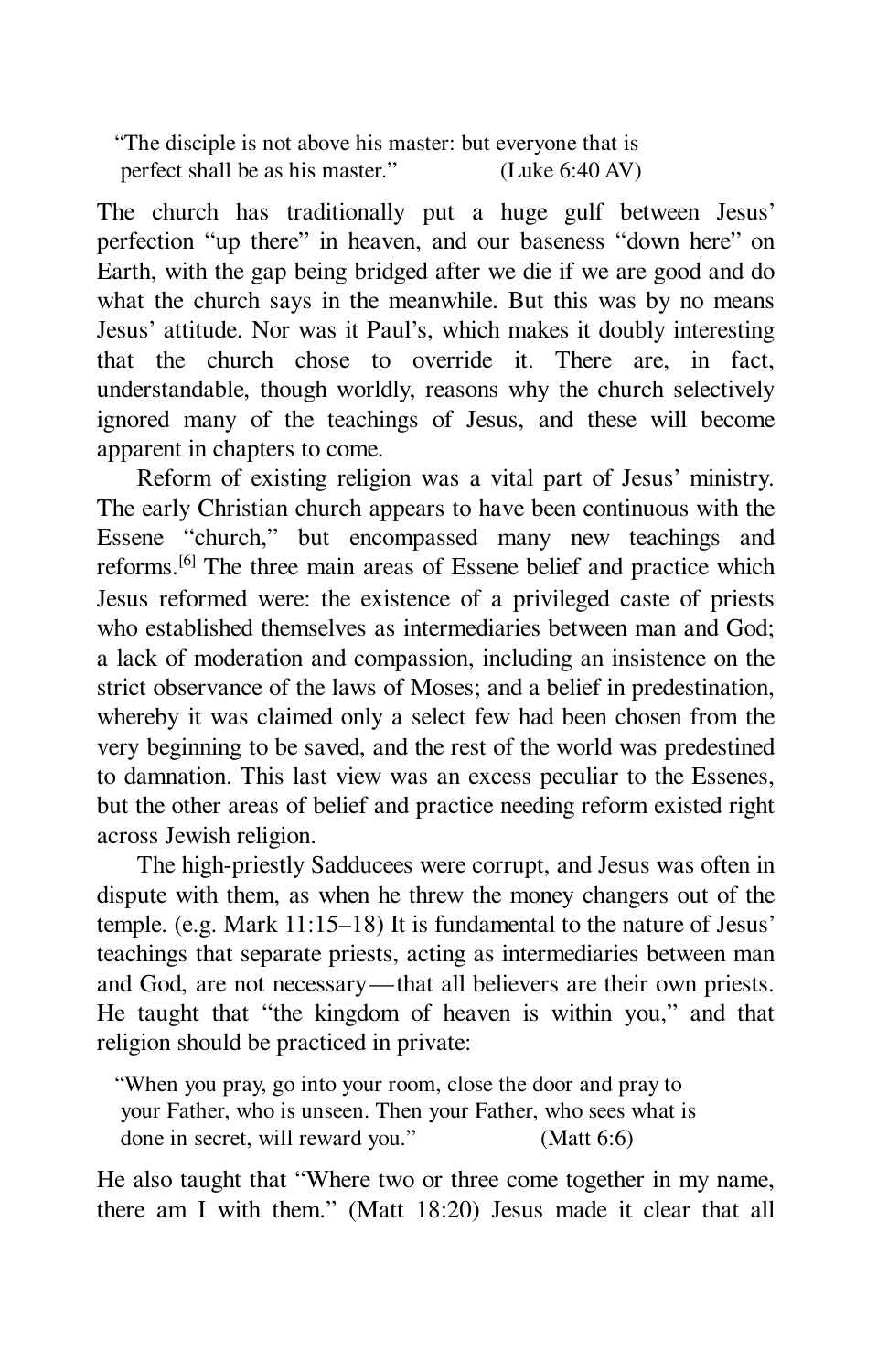> "The disciple is not above his master: but everyone that is perfect shall be as his master." (Luke 6:40 AV)

The church has traditionally put a huge gulf between Jesus' perfection "up there" in heaven, and our baseness "down here" on Earth, with the gap being bridged after we die if we are good and do what the church says in the meanwhile. But this was by no means Jesus' attitude. Nor was it Paul's, which makes it doubly interesting that the church chose to override it. There are, in fact, understandable, though worldly, reasons why the church selectively ignored many of the teachings of Jesus, and these will become apparent in chapters to come.

Reform of existing religion was a vital part of Jesus' ministry. The early Christian church appears to have been continuous with the Essene "church," but encompassed many new teachings and reforms.[6] The three main areas of Essene belief and practice which Jesus reformed were: the existence of a privileged caste of priests who established themselves as intermediaries between man and God; a lack of moderation and compassion, including an insistence on the strict observance of the laws of Moses; and a belief in predestination, whereby it was claimed only a select few had been chosen from the very beginning to be saved, and the rest of the world was predestined to damnation. This last view was an excess peculiar to the Essenes, but the other areas of belief and practice needing reform existed right across Jewish religion.

The high-priestly Sadducees were corrupt, and Jesus was often in dispute with them, as when he threw the money changers out of the temple. (e.g. Mark 11:15–18) It is fundamental to the nature of Jesus' teachings that separate priests, acting as intermediaries between man and God, are not necessary—that all believers are their own priests. He taught that "the kingdom of heaven is within you," and that religion should be practiced in private:

> "When you pray, go into your room, close the door and pray to your Father, who is unseen. Then your Father, who sees what is done in secret, will reward you." (Matt 6:6)

He also taught that "Where two or three come together in my name, there am I with them." (Matt 18:20) Jesus made it clear that all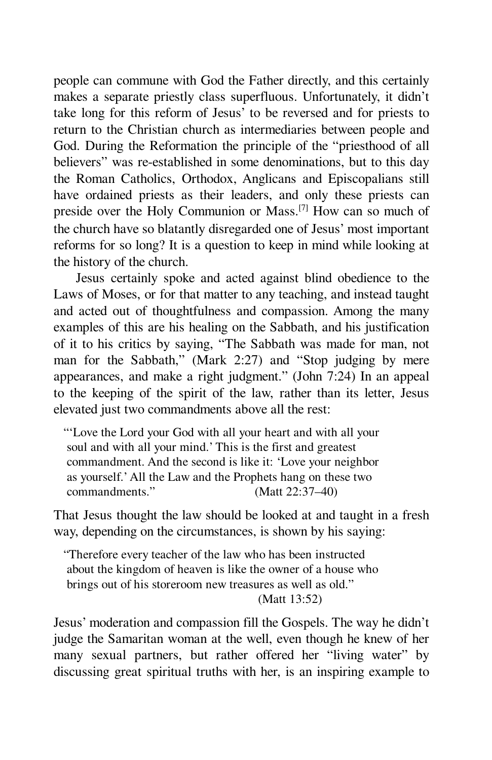people can commune with God the Father directly, and this certainly makes a separate priestly class superfluous. Unfortunately, it didn't take long for this reform of Jesus' to be reversed and for priests to return to the Christian church as intermediaries between people and God. During the Reformation the principle of the "priesthood of all believers" was re-established in some denominations, but to this day the Roman Catholics, Orthodox, Anglicans and Episcopalians still have ordained priests as their leaders, and only these priests can preside over the Holy Communion or Mass.[7] How can so much of the church have so blatantly disregarded one of Jesus' most important reforms for so long? It is a question to keep in mind while looking at the history of the church.

Jesus certainly spoke and acted against blind obedience to the Laws of Moses, or for that matter to any teaching, and instead taught and acted out of thoughtfulness and compassion. Among the many examples of this are his healing on the Sabbath, and his justification of it to his critics by saying, "The Sabbath was made for man, not man for the Sabbath," (Mark 2:27) and "Stop judging by mere appearances, and make a right judgment." (John 7:24) In an appeal to the keeping of the spirit of the law, rather than its letter, Jesus elevated just two commandments above all the rest:

> "'Love the Lord your God with all your heart and with all your soul and with all your mind.' This is the first and greatest commandment. And the second is like it: 'Love your neighbor as yourself.' All the Law and the Prophets hang on these two commandments." (Matt 22:37–40)

That Jesus thought the law should be looked at and taught in a fresh way, depending on the circumstances, is shown by his saying:

> "Therefore every teacher of the law who has been instructed about the kingdom of heaven is like the owner of a house who brings out of his storeroom new treasures as well as old." (Matt 13:52)

Jesus' moderation and compassion fill the Gospels. The way he didn't judge the Samaritan woman at the well, even though he knew of her many sexual partners, but rather offered her "living water" by discussing great spiritual truths with her, is an inspiring example to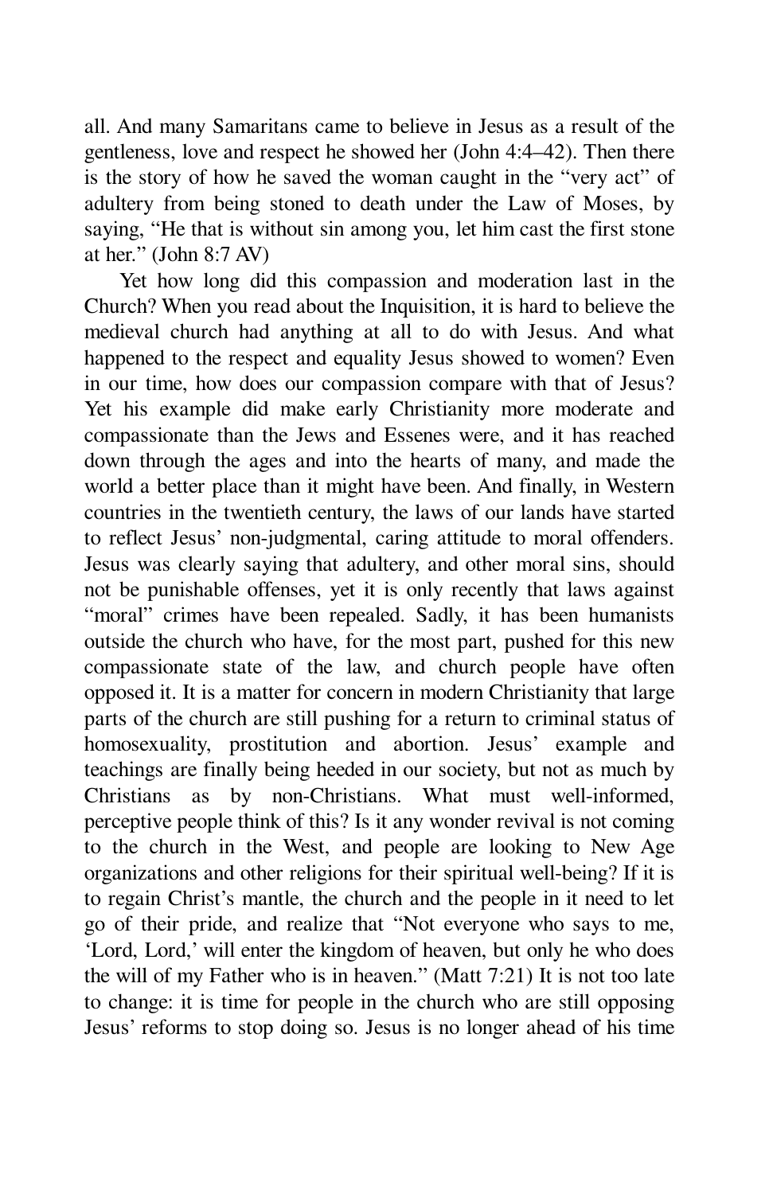all. And many Samaritans came to believe in Jesus as a result of the gentleness, love and respect he showed her (John 4:4–42). Then there is the story of how he saved the woman caught in the "very act" of adultery from being stoned to death under the Law of Moses, by saying, "He that is without sin among you, let him cast the first stone at her." (John 8:7 AV)

Yet how long did this compassion and moderation last in the Church? When you read about the Inquisition, it is hard to believe the medieval church had anything at all to do with Jesus. And what happened to the respect and equality Jesus showed to women? Even in our time, how does our compassion compare with that of Jesus? Yet his example did make early Christianity more moderate and compassionate than the Jews and Essenes were, and it has reached down through the ages and into the hearts of many, and made the world a better place than it might have been. And finally, in Western countries in the twentieth century, the laws of our lands have started to reflect Jesus' non-judgmental, caring attitude to moral offenders. Jesus was clearly saying that adultery, and other moral sins, should not be punishable offenses, yet it is only recently that laws against "moral" crimes have been repealed. Sadly, it has been humanists outside the church who have, for the most part, pushed for this new compassionate state of the law, and church people have often opposed it. It is a matter for concern in modern Christianity that large parts of the church are still pushing for a return to criminal status of homosexuality, prostitution and abortion. Jesus' example and teachings are finally being heeded in our society, but not as much by Christians as by non-Christians. What must well-informed, perceptive people think of this? Is it any wonder revival is not coming to the church in the West, and people are looking to New Age organizations and other religions for their spiritual well-being? If it is to regain Christ's mantle, the church and the people in it need to let go of their pride, and realize that "Not everyone who says to me, 'Lord, Lord,' will enter the kingdom of heaven, but only he who does the will of my Father who is in heaven." (Matt 7:21) It is not too late to change: it is time for people in the church who are still opposing Jesus' reforms to stop doing so. Jesus is no longer ahead of his time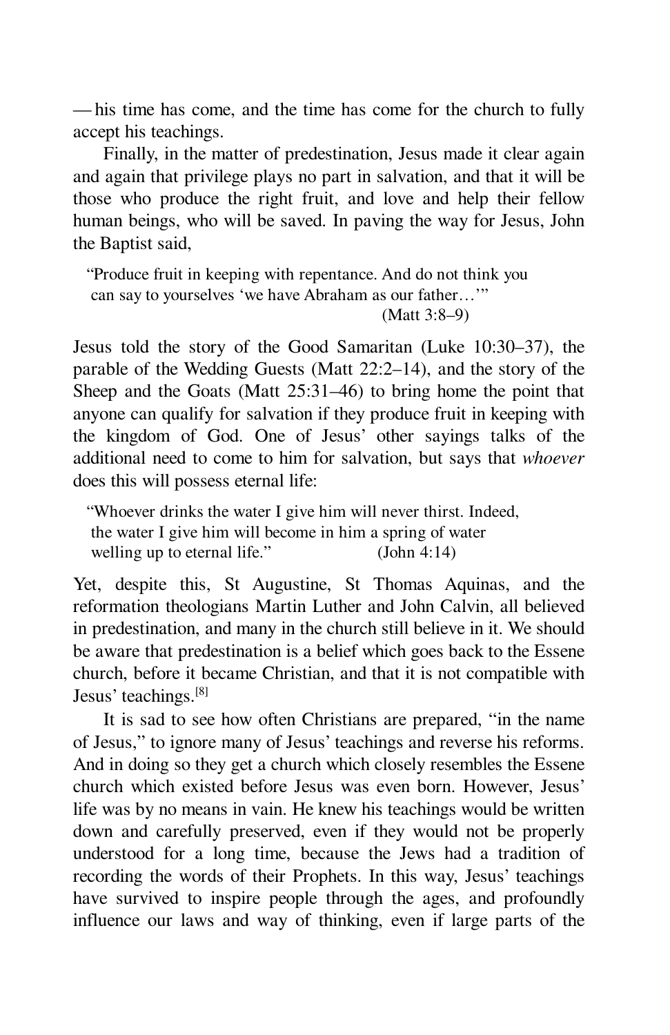— his time has come, and the time has come for the church to fully accept his teachings.

Finally, in the matter of predestination, Jesus made it clear again and again that privilege plays no part in salvation, and that it will be those who produce the right fruit, and love and help their fellow human beings, who will be saved. In paving the way for Jesus, John the Baptist said,

> "Produce fruit in keeping with repentance. And do not think you can say to yourselves 'we have Abraham as our father…'"
> (Matt 3:8–9)

Jesus told the story of the Good Samaritan (Luke 10:30–37), the parable of the Wedding Guests (Matt 22:2–14), and the story of the Sheep and the Goats (Matt 25:31–46) to bring home the point that anyone can qualify for salvation if they produce fruit in keeping with the kingdom of God. One of Jesus' other sayings talks of the additional need to come to him for salvation, but says that *whoever* does this will possess eternal life:

> "Whoever drinks the water I give him will never thirst. Indeed, the water I give him will become in him a spring of water welling up to eternal life." (John 4:14)

Yet, despite this, St Augustine, St Thomas Aquinas, and the reformation theologians Martin Luther and John Calvin, all believed in predestination, and many in the church still believe in it. We should be aware that predestination is a belief which goes back to the Essene church, before it became Christian, and that it is not compatible with Jesus' teachings.[8]

It is sad to see how often Christians are prepared, "in the name of Jesus," to ignore many of Jesus' teachings and reverse his reforms. And in doing so they get a church which closely resembles the Essene church which existed before Jesus was even born. However, Jesus' life was by no means in vain. He knew his teachings would be written down and carefully preserved, even if they would not be properly understood for a long time, because the Jews had a tradition of recording the words of their Prophets. In this way, Jesus' teachings have survived to inspire people through the ages, and profoundly influence our laws and way of thinking, even if large parts of the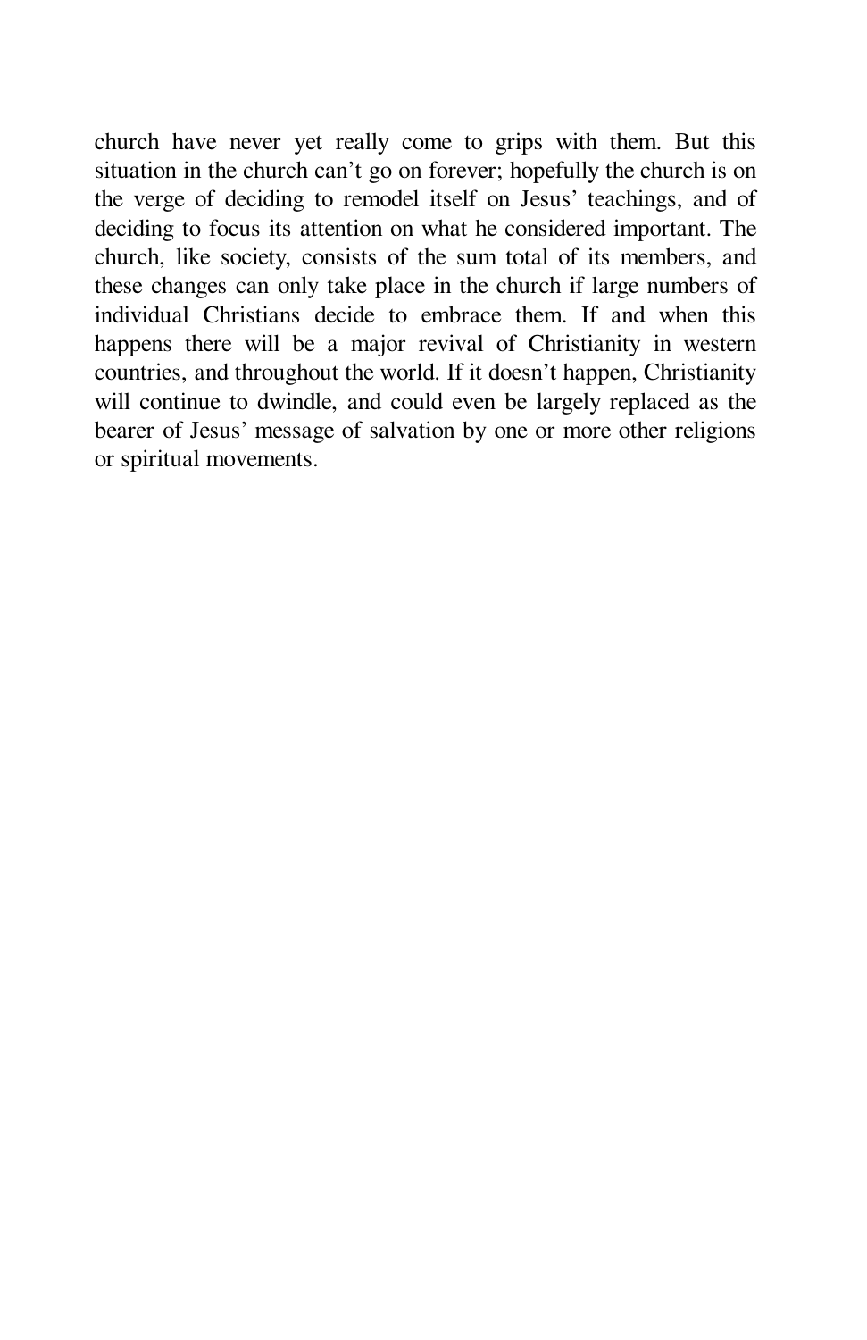church have never yet really come to grips with them. But this situation in the church can't go on forever; hopefully the church is on the verge of deciding to remodel itself on Jesus' teachings, and of deciding to focus its attention on what he considered important. The church, like society, consists of the sum total of its members, and these changes can only take place in the church if large numbers of individual Christians decide to embrace them. If and when this happens there will be a major revival of Christianity in western countries, and throughout the world. If it doesn't happen, Christianity will continue to dwindle, and could even be largely replaced as the bearer of Jesus' message of salvation by one or more other religions or spiritual movements.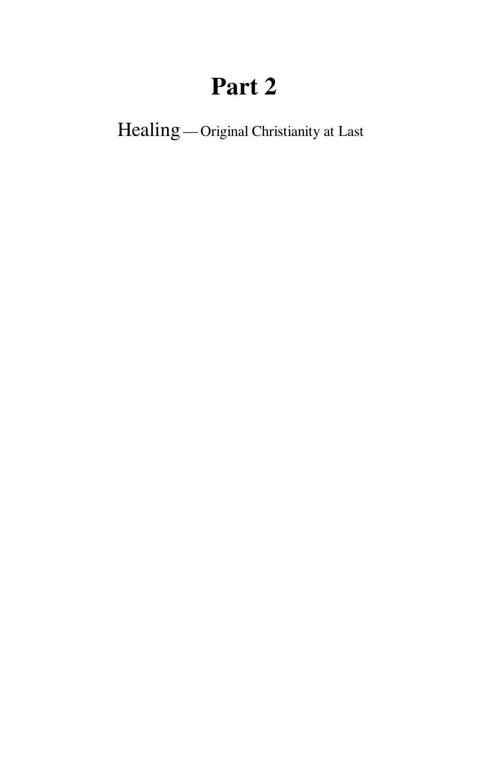# Part 2

Healing — Original Christianity at Last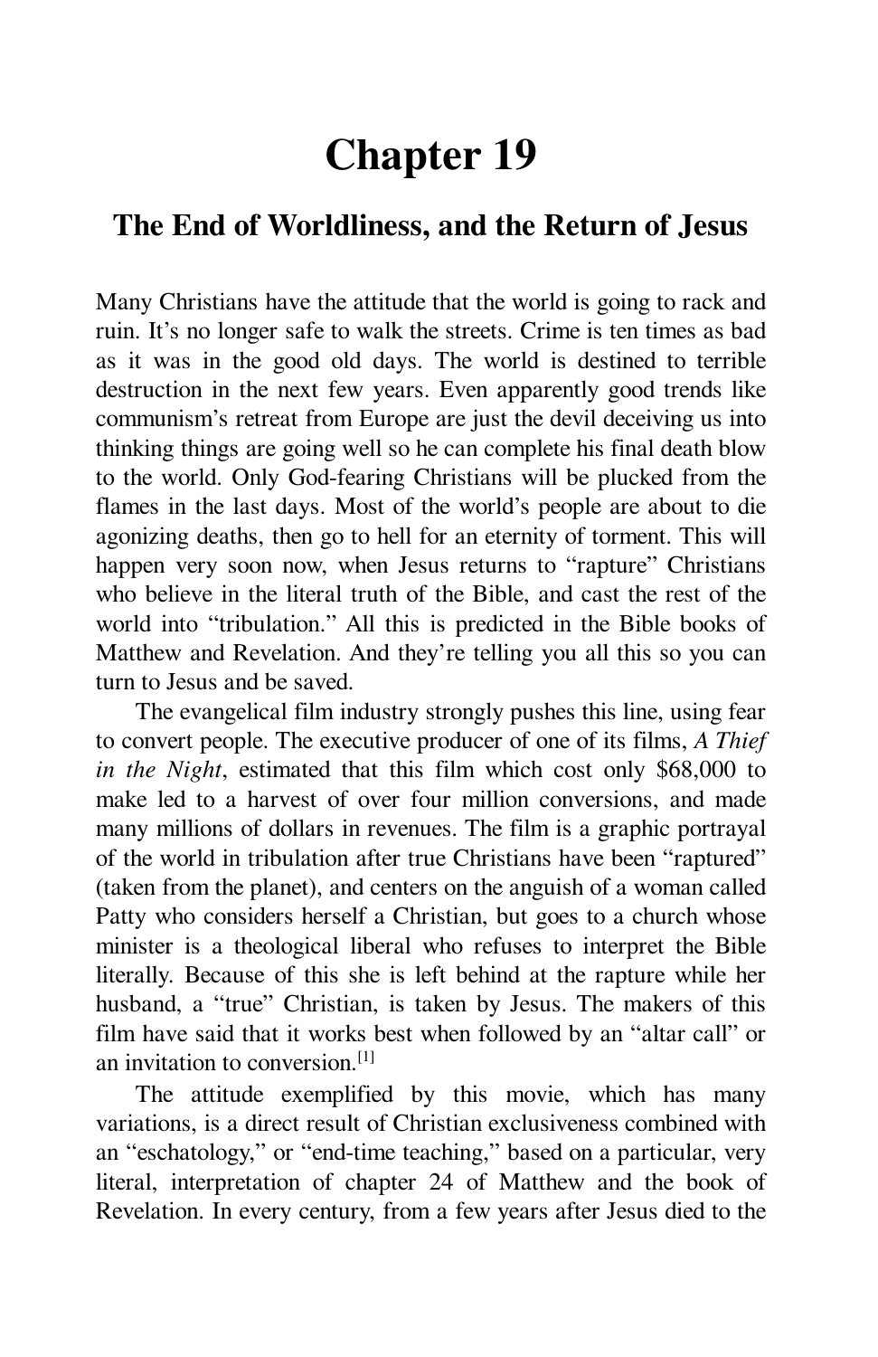# Chapter 19

## The End of Worldliness, and the Return of Jesus

Many Christians have the attitude that the world is going to rack and ruin. It's no longer safe to walk the streets. Crime is ten times as bad as it was in the good old days. The world is destined to terrible destruction in the next few years. Even apparently good trends like communism's retreat from Europe are just the devil deceiving us into thinking things are going well so he can complete his final death blow to the world. Only God-fearing Christians will be plucked from the flames in the last days. Most of the world's people are about to die agonizing deaths, then go to hell for an eternity of torment. This will happen very soon now, when Jesus returns to "rapture" Christians who believe in the literal truth of the Bible, and cast the rest of the world into "tribulation." All this is predicted in the Bible books of Matthew and Revelation. And they're telling you all this so you can turn to Jesus and be saved.

The evangelical film industry strongly pushes this line, using fear to convert people. The executive producer of one of its films, *A Thief in the Night*, estimated that this film which cost only $68,000 to make led to a harvest of over four million conversions, and made many millions of dollars in revenues. The film is a graphic portrayal of the world in tribulation after true Christians have been "raptured" (taken from the planet), and centers on the anguish of a woman called Patty who considers herself a Christian, but goes to a church whose minister is a theological liberal who refuses to interpret the Bible literally. Because of this she is left behind at the rapture while her husband, a "true" Christian, is taken by Jesus. The makers of this film have said that it works best when followed by an "altar call" or an invitation to conversion.[1]

The attitude exemplified by this movie, which has many variations, is a direct result of Christian exclusiveness combined with an "eschatology," or "end-time teaching," based on a particular, very literal, interpretation of chapter 24 of Matthew and the book of Revelation. In every century, from a few years after Jesus died to the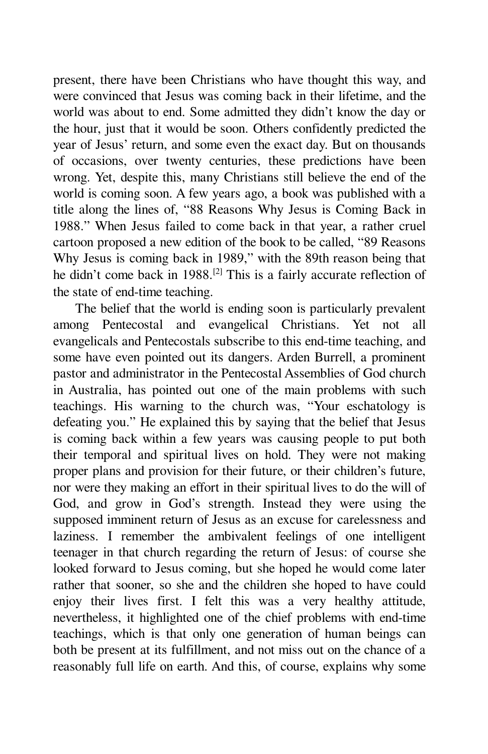present, there have been Christians who have thought this way, and were convinced that Jesus was coming back in their lifetime, and the world was about to end. Some admitted they didn't know the day or the hour, just that it would be soon. Others confidently predicted the year of Jesus' return, and some even the exact day. But on thousands of occasions, over twenty centuries, these predictions have been wrong. Yet, despite this, many Christians still believe the end of the world is coming soon. A few years ago, a book was published with a title along the lines of, "88 Reasons Why Jesus is Coming Back in 1988." When Jesus failed to come back in that year, a rather cruel cartoon proposed a new edition of the book to be called, "89 Reasons Why Jesus is coming back in 1989," with the 89th reason being that he didn't come back in 1988.[2] This is a fairly accurate reflection of the state of end-time teaching.

The belief that the world is ending soon is particularly prevalent among Pentecostal and evangelical Christians. Yet not all evangelicals and Pentecostals subscribe to this end-time teaching, and some have even pointed out its dangers. Arden Burrell, a prominent pastor and administrator in the Pentecostal Assemblies of God church in Australia, has pointed out one of the main problems with such teachings. His warning to the church was, "Your eschatology is defeating you." He explained this by saying that the belief that Jesus is coming back within a few years was causing people to put both their temporal and spiritual lives on hold. They were not making proper plans and provision for their future, or their children's future, nor were they making an effort in their spiritual lives to do the will of God, and grow in God's strength. Instead they were using the supposed imminent return of Jesus as an excuse for carelessness and laziness. I remember the ambivalent feelings of one intelligent teenager in that church regarding the return of Jesus: of course she looked forward to Jesus coming, but she hoped he would come later rather that sooner, so she and the children she hoped to have could enjoy their lives first. I felt this was a very healthy attitude, nevertheless, it highlighted one of the chief problems with end-time teachings, which is that only one generation of human beings can both be present at its fulfillment, and not miss out on the chance of a reasonably full life on earth. And this, of course, explains why some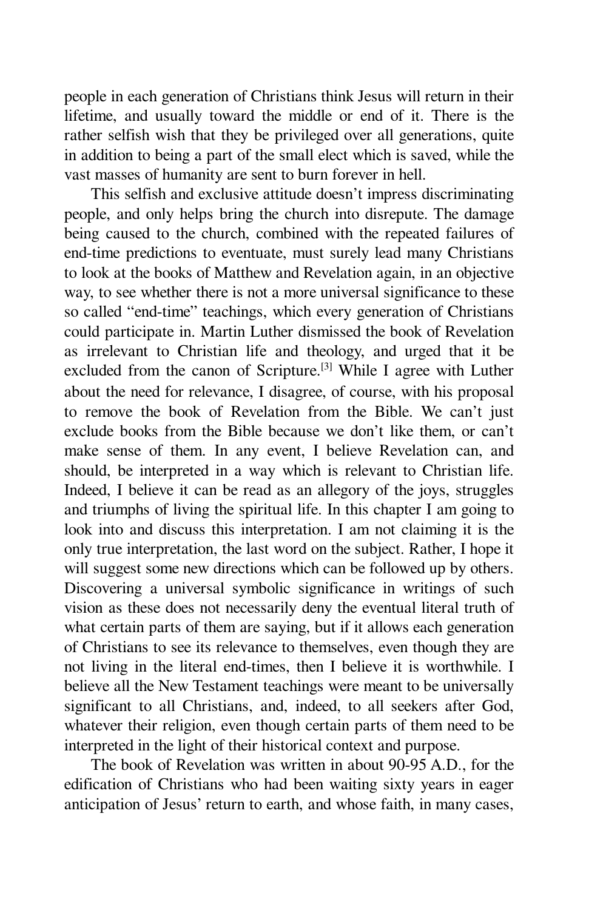people in each generation of Christians think Jesus will return in their lifetime, and usually toward the middle or end of it. There is the rather selfish wish that they be privileged over all generations, quite in addition to being a part of the small elect which is saved, while the vast masses of humanity are sent to burn forever in hell.

This selfish and exclusive attitude doesn't impress discriminating people, and only helps bring the church into disrepute. The damage being caused to the church, combined with the repeated failures of end-time predictions to eventuate, must surely lead many Christians to look at the books of Matthew and Revelation again, in an objective way, to see whether there is not a more universal significance to these so called "end-time" teachings, which every generation of Christians could participate in. Martin Luther dismissed the book of Revelation as irrelevant to Christian life and theology, and urged that it be excluded from the canon of Scripture.[3] While I agree with Luther about the need for relevance, I disagree, of course, with his proposal to remove the book of Revelation from the Bible. We can't just exclude books from the Bible because we don't like them, or can't make sense of them. In any event, I believe Revelation can, and should, be interpreted in a way which is relevant to Christian life. Indeed, I believe it can be read as an allegory of the joys, struggles and triumphs of living the spiritual life. In this chapter I am going to look into and discuss this interpretation. I am not claiming it is the only true interpretation, the last word on the subject. Rather, I hope it will suggest some new directions which can be followed up by others. Discovering a universal symbolic significance in writings of such vision as these does not necessarily deny the eventual literal truth of what certain parts of them are saying, but if it allows each generation of Christians to see its relevance to themselves, even though they are not living in the literal end-times, then I believe it is worthwhile. I believe all the New Testament teachings were meant to be universally significant to all Christians, and, indeed, to all seekers after God, whatever their religion, even though certain parts of them need to be interpreted in the light of their historical context and purpose.

The book of Revelation was written in about 90-95 A.D., for the edification of Christians who had been waiting sixty years in eager anticipation of Jesus' return to earth, and whose faith, in many cases,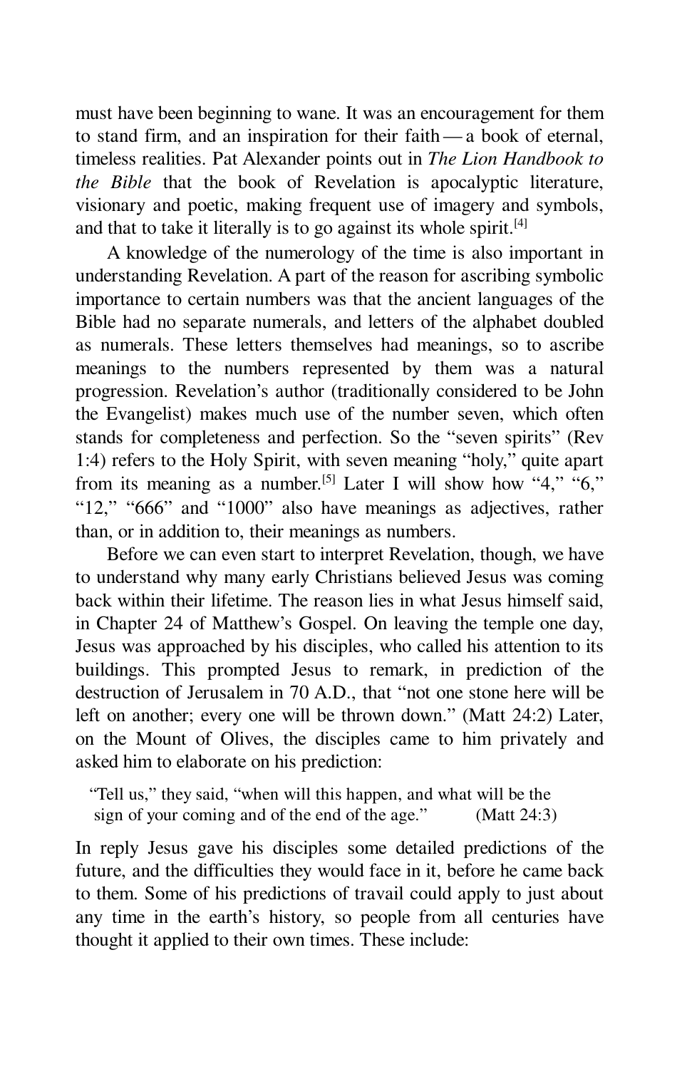must have been beginning to wane. It was an encouragement for them to stand firm, and an inspiration for their faith — a book of eternal, timeless realities. Pat Alexander points out in *The Lion Handbook to the Bible* that the book of Revelation is apocalyptic literature, visionary and poetic, making frequent use of imagery and symbols, and that to take it literally is to go against its whole spirit.[4]

A knowledge of the numerology of the time is also important in understanding Revelation. A part of the reason for ascribing symbolic importance to certain numbers was that the ancient languages of the Bible had no separate numerals, and letters of the alphabet doubled as numerals. These letters themselves had meanings, so to ascribe meanings to the numbers represented by them was a natural progression. Revelation's author (traditionally considered to be John the Evangelist) makes much use of the number seven, which often stands for completeness and perfection. So the "seven spirits" (Rev 1:4) refers to the Holy Spirit, with seven meaning "holy," quite apart from its meaning as a number.[5] Later I will show how "4," "6," "12," "666" and "1000" also have meanings as adjectives, rather than, or in addition to, their meanings as numbers.

Before we can even start to interpret Revelation, though, we have to understand why many early Christians believed Jesus was coming back within their lifetime. The reason lies in what Jesus himself said, in Chapter 24 of Matthew's Gospel. On leaving the temple one day, Jesus was approached by his disciples, who called his attention to its buildings. This prompted Jesus to remark, in prediction of the destruction of Jerusalem in 70 A.D., that "not one stone here will be left on another; every one will be thrown down." (Matt 24:2) Later, on the Mount of Olives, the disciples came to him privately and asked him to elaborate on his prediction:

> "Tell us," they said, "when will this happen, and what will be the sign of your coming and of the end of the age." (Matt 24:3)

In reply Jesus gave his disciples some detailed predictions of the future, and the difficulties they would face in it, before he came back to them. Some of his predictions of travail could apply to just about any time in the earth's history, so people from all centuries have thought it applied to their own times. These include: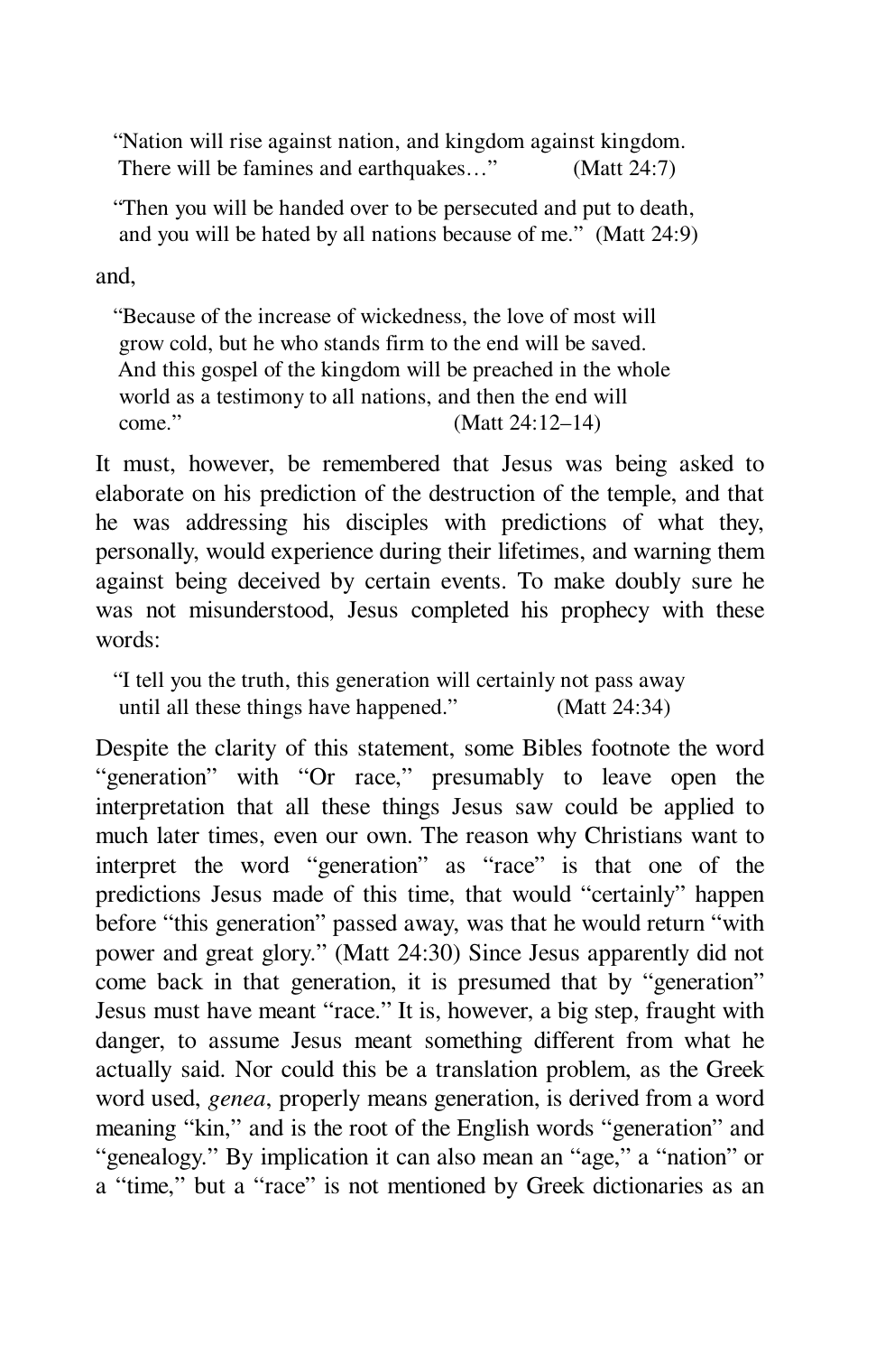> "Nation will rise against nation, and kingdom against kingdom. There will be famines and earthquakes…" (Matt 24:7)

> "Then you will be handed over to be persecuted and put to death, and you will be hated by all nations because of me." (Matt 24:9)

and,

> "Because of the increase of wickedness, the love of most will grow cold, but he who stands firm to the end will be saved. And this gospel of the kingdom will be preached in the whole world as a testimony to all nations, and then the end will come." (Matt 24:12–14)

It must, however, be remembered that Jesus was being asked to elaborate on his prediction of the destruction of the temple, and that he was addressing his disciples with predictions of what they, personally, would experience during their lifetimes, and warning them against being deceived by certain events. To make doubly sure he was not misunderstood, Jesus completed his prophecy with these words:

> "I tell you the truth, this generation will certainly not pass away until all these things have happened." (Matt 24:34)

Despite the clarity of this statement, some Bibles footnote the word "generation" with "Or race," presumably to leave open the interpretation that all these things Jesus saw could be applied to much later times, even our own. The reason why Christians want to interpret the word "generation" as "race" is that one of the predictions Jesus made of this time, that would "certainly" happen before "this generation" passed away, was that he would return "with power and great glory." (Matt 24:30) Since Jesus apparently did not come back in that generation, it is presumed that by "generation" Jesus must have meant "race." It is, however, a big step, fraught with danger, to assume Jesus meant something different from what he actually said. Nor could this be a translation problem, as the Greek word used, *genea*, properly means generation, is derived from a word meaning "kin," and is the root of the English words "generation" and "genealogy." By implication it can also mean an "age," a "nation" or a "time," but a "race" is not mentioned by Greek dictionaries as an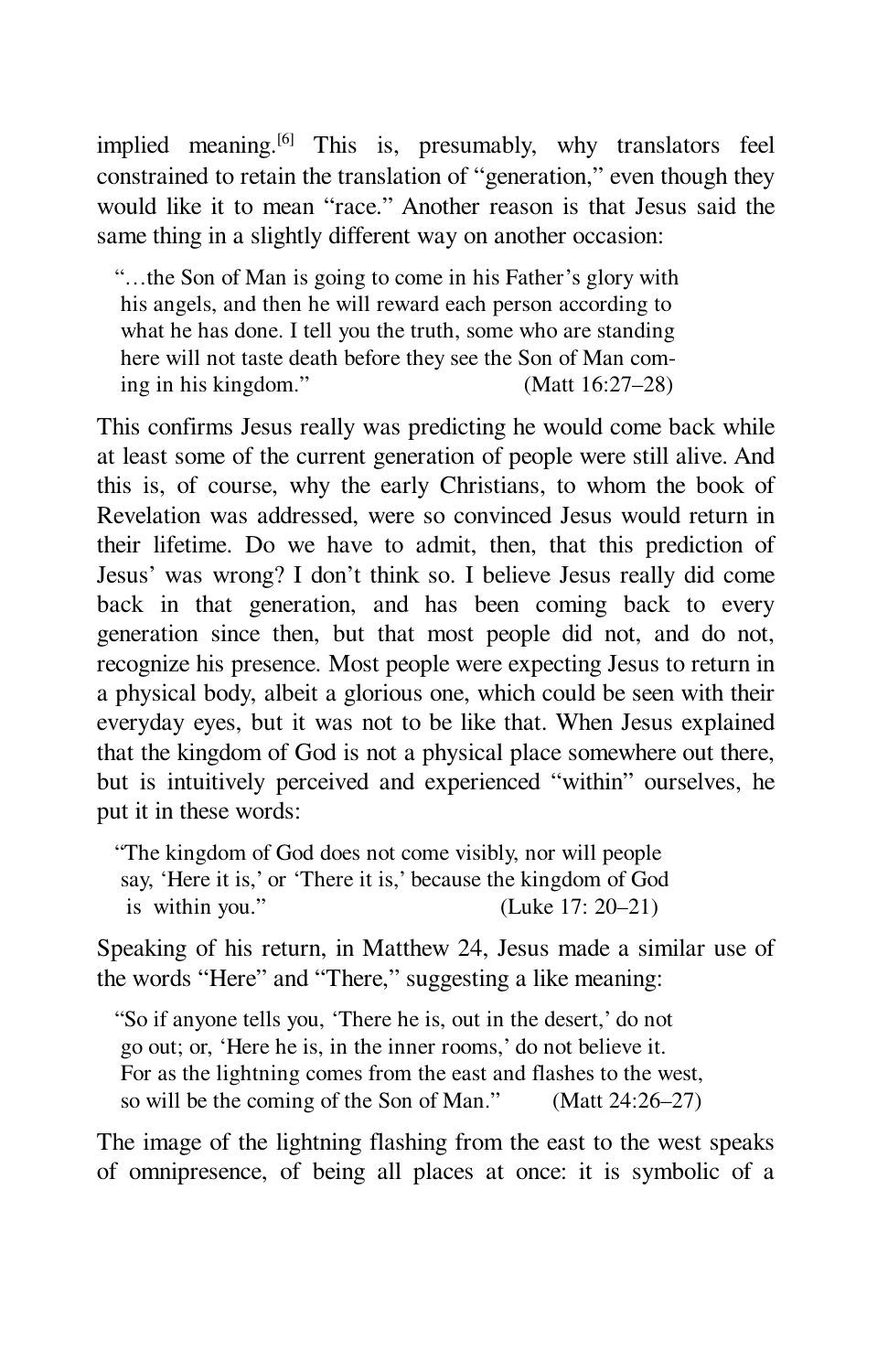implied meaning.[6] This is, presumably, why translators feel constrained to retain the translation of "generation," even though they would like it to mean "race." Another reason is that Jesus said the same thing in a slightly different way on another occasion:

> "…the Son of Man is going to come in his Father's glory with his angels, and then he will reward each person according to what he has done. I tell you the truth, some who are standing here will not taste death before they see the Son of Man coming in his kingdom." (Matt 16:27–28)

This confirms Jesus really was predicting he would come back while at least some of the current generation of people were still alive. And this is, of course, why the early Christians, to whom the book of Revelation was addressed, were so convinced Jesus would return in their lifetime. Do we have to admit, then, that this prediction of Jesus' was wrong? I don't think so. I believe Jesus really did come back in that generation, and has been coming back to every generation since then, but that most people did not, and do not, recognize his presence. Most people were expecting Jesus to return in a physical body, albeit a glorious one, which could be seen with their everyday eyes, but it was not to be like that. When Jesus explained that the kingdom of God is not a physical place somewhere out there, but is intuitively perceived and experienced "within" ourselves, he put it in these words:

> "The kingdom of God does not come visibly, nor will people say, 'Here it is,' or 'There it is,' because the kingdom of God is within you." (Luke 17: 20–21)

Speaking of his return, in Matthew 24, Jesus made a similar use of the words "Here" and "There," suggesting a like meaning:

> "So if anyone tells you, 'There he is, out in the desert,' do not go out; or, 'Here he is, in the inner rooms,' do not believe it. For as the lightning comes from the east and flashes to the west, so will be the coming of the Son of Man." (Matt 24:26–27)

The image of the lightning flashing from the east to the west speaks of omnipresence, of being all places at once: it is symbolic of a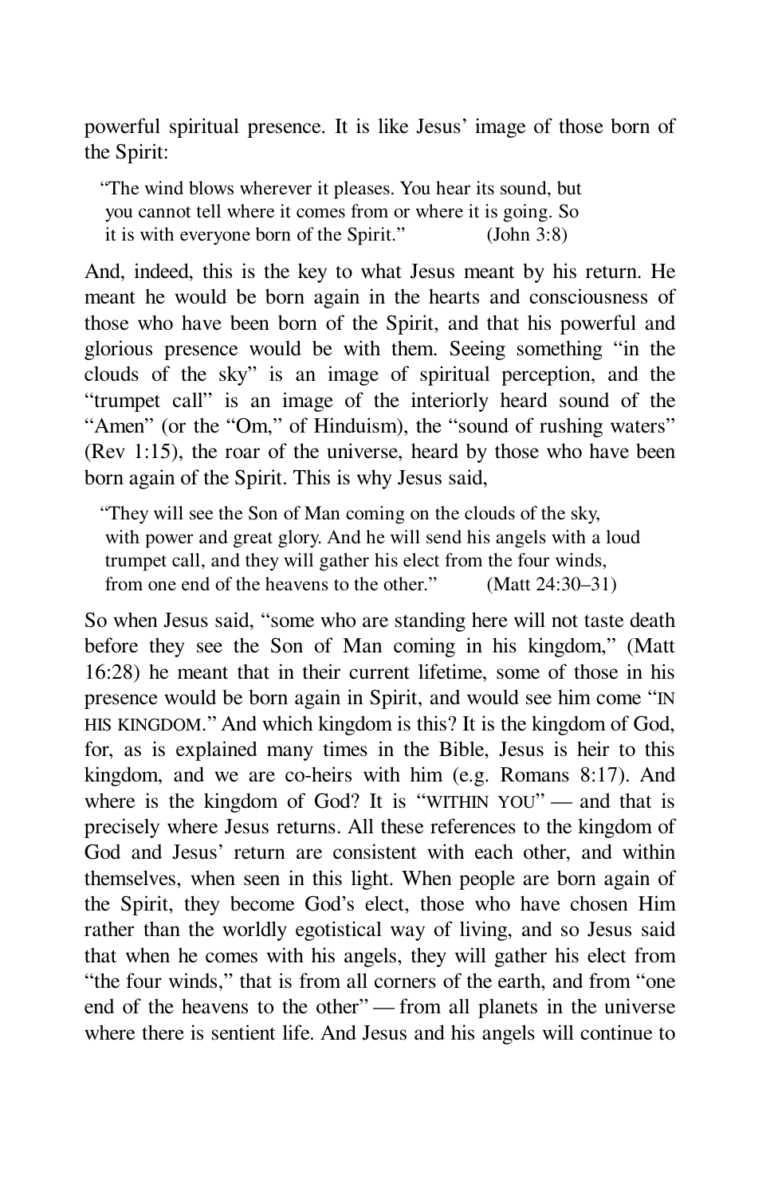powerful spiritual presence. It is like Jesus' image of those born of the Spirit:

> "The wind blows wherever it pleases. You hear its sound, but you cannot tell where it comes from or where it is going. So it is with everyone born of the Spirit." (John 3:8)

And, indeed, this is the key to what Jesus meant by his return. He meant he would be born again in the hearts and consciousness of those who have been born of the Spirit, and that his powerful and glorious presence would be with them. Seeing something "in the clouds of the sky" is an image of spiritual perception, and the "trumpet call" is an image of the interiorly heard sound of the "Amen" (or the "Om," of Hinduism), the "sound of rushing waters" (Rev 1:15), the roar of the universe, heard by those who have been born again of the Spirit. This is why Jesus said,

> "They will see the Son of Man coming on the clouds of the sky, with power and great glory. And he will send his angels with a loud trumpet call, and they will gather his elect from the four winds, from one end of the heavens to the other." (Matt 24:30–31)

So when Jesus said, "some who are standing here will not taste death before they see the Son of Man coming in his kingdom," (Matt 16:28) he meant that in their current lifetime, some of those in his presence would be born again in Spirit, and would see him come "IN HIS KINGDOM." And which kingdom is this? It is the kingdom of God, for, as is explained many times in the Bible, Jesus is heir to this kingdom, and we are co-heirs with him (e.g. Romans 8:17). And where is the kingdom of God? It is "WITHIN YOU" — and that is precisely where Jesus returns. All these references to the kingdom of God and Jesus' return are consistent with each other, and within themselves, when seen in this light. When people are born again of the Spirit, they become God's elect, those who have chosen Him rather than the worldly egotistical way of living, and so Jesus said that when he comes with his angels, they will gather his elect from "the four winds," that is from all corners of the earth, and from "one end of the heavens to the other" — from all planets in the universe where there is sentient life. And Jesus and his angels will continue to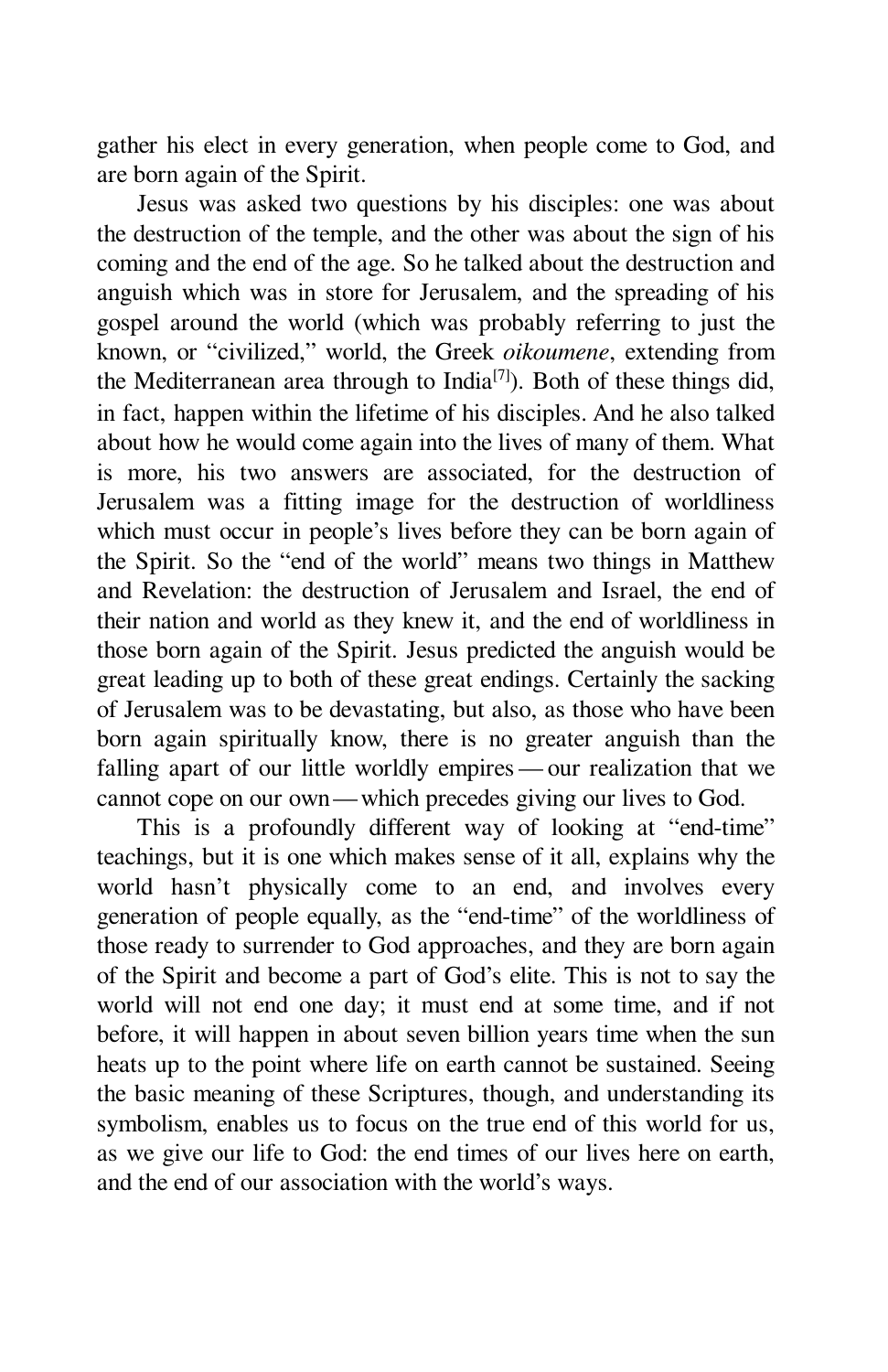gather his elect in every generation, when people come to God, and are born again of the Spirit.

Jesus was asked two questions by his disciples: one was about the destruction of the temple, and the other was about the sign of his coming and the end of the age. So he talked about the destruction and anguish which was in store for Jerusalem, and the spreading of his gospel around the world (which was probably referring to just the known, or "civilized," world, the Greek *oikoumene*, extending from the Mediterranean area through to India[7]). Both of these things did, in fact, happen within the lifetime of his disciples. And he also talked about how he would come again into the lives of many of them. What is more, his two answers are associated, for the destruction of Jerusalem was a fitting image for the destruction of worldliness which must occur in people's lives before they can be born again of the Spirit. So the "end of the world" means two things in Matthew and Revelation: the destruction of Jerusalem and Israel, the end of their nation and world as they knew it, and the end of worldliness in those born again of the Spirit. Jesus predicted the anguish would be great leading up to both of these great endings. Certainly the sacking of Jerusalem was to be devastating, but also, as those who have been born again spiritually know, there is no greater anguish than the falling apart of our little worldly empires — our realization that we cannot cope on our own — which precedes giving our lives to God.

This is a profoundly different way of looking at "end-time" teachings, but it is one which makes sense of it all, explains why the world hasn't physically come to an end, and involves every generation of people equally, as the "end-time" of the worldliness of those ready to surrender to God approaches, and they are born again of the Spirit and become a part of God's elite. This is not to say the world will not end one day; it must end at some time, and if not before, it will happen in about seven billion years time when the sun heats up to the point where life on earth cannot be sustained. Seeing the basic meaning of these Scriptures, though, and understanding its symbolism, enables us to focus on the true end of this world for us, as we give our life to God: the end times of our lives here on earth, and the end of our association with the world's ways.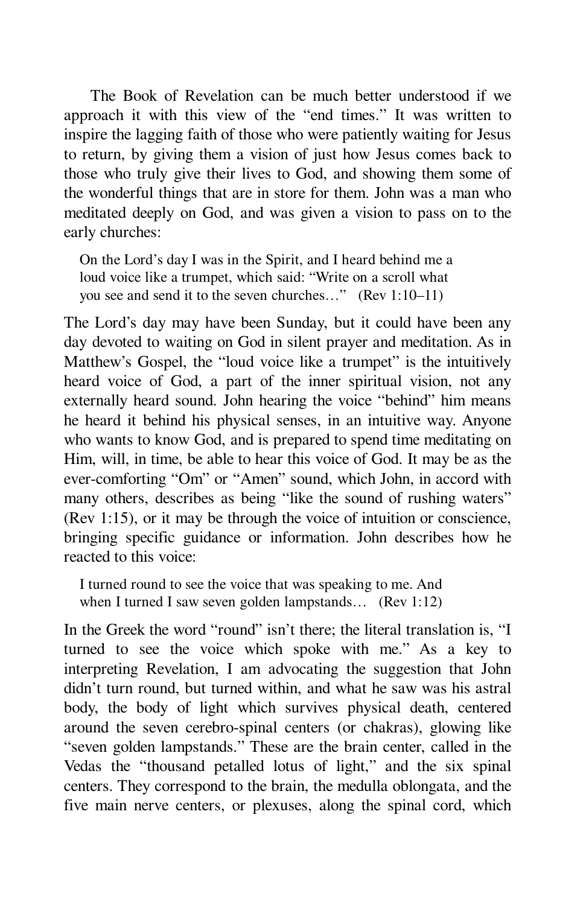The Book of Revelation can be much better understood if we approach it with this view of the "end times." It was written to inspire the lagging faith of those who were patiently waiting for Jesus to return, by giving them a vision of just how Jesus comes back to those who truly give their lives to God, and showing them some of the wonderful things that are in store for them. John was a man who meditated deeply on God, and was given a vision to pass on to the early churches:

> On the Lord's day I was in the Spirit, and I heard behind me a loud voice like a trumpet, which said: "Write on a scroll what you see and send it to the seven churches…" (Rev 1:10–11)

The Lord's day may have been Sunday, but it could have been any day devoted to waiting on God in silent prayer and meditation. As in Matthew's Gospel, the "loud voice like a trumpet" is the intuitively heard voice of God, a part of the inner spiritual vision, not any externally heard sound. John hearing the voice "behind" him means he heard it behind his physical senses, in an intuitive way. Anyone who wants to know God, and is prepared to spend time meditating on Him, will, in time, be able to hear this voice of God. It may be as the ever-comforting "Om" or "Amen" sound, which John, in accord with many others, describes as being "like the sound of rushing waters" (Rev 1:15), or it may be through the voice of intuition or conscience, bringing specific guidance or information. John describes how he reacted to this voice:

> I turned round to see the voice that was speaking to me. And when I turned I saw seven golden lampstands… (Rev 1:12)

In the Greek the word "round" isn't there; the literal translation is, "I turned to see the voice which spoke with me." As a key to interpreting Revelation, I am advocating the suggestion that John didn't turn round, but turned within, and what he saw was his astral body, the body of light which survives physical death, centered around the seven cerebro-spinal centers (or chakras), glowing like "seven golden lampstands." These are the brain center, called in the Vedas the "thousand petalled lotus of light," and the six spinal centers. They correspond to the brain, the medulla oblongata, and the five main nerve centers, or plexuses, along the spinal cord, which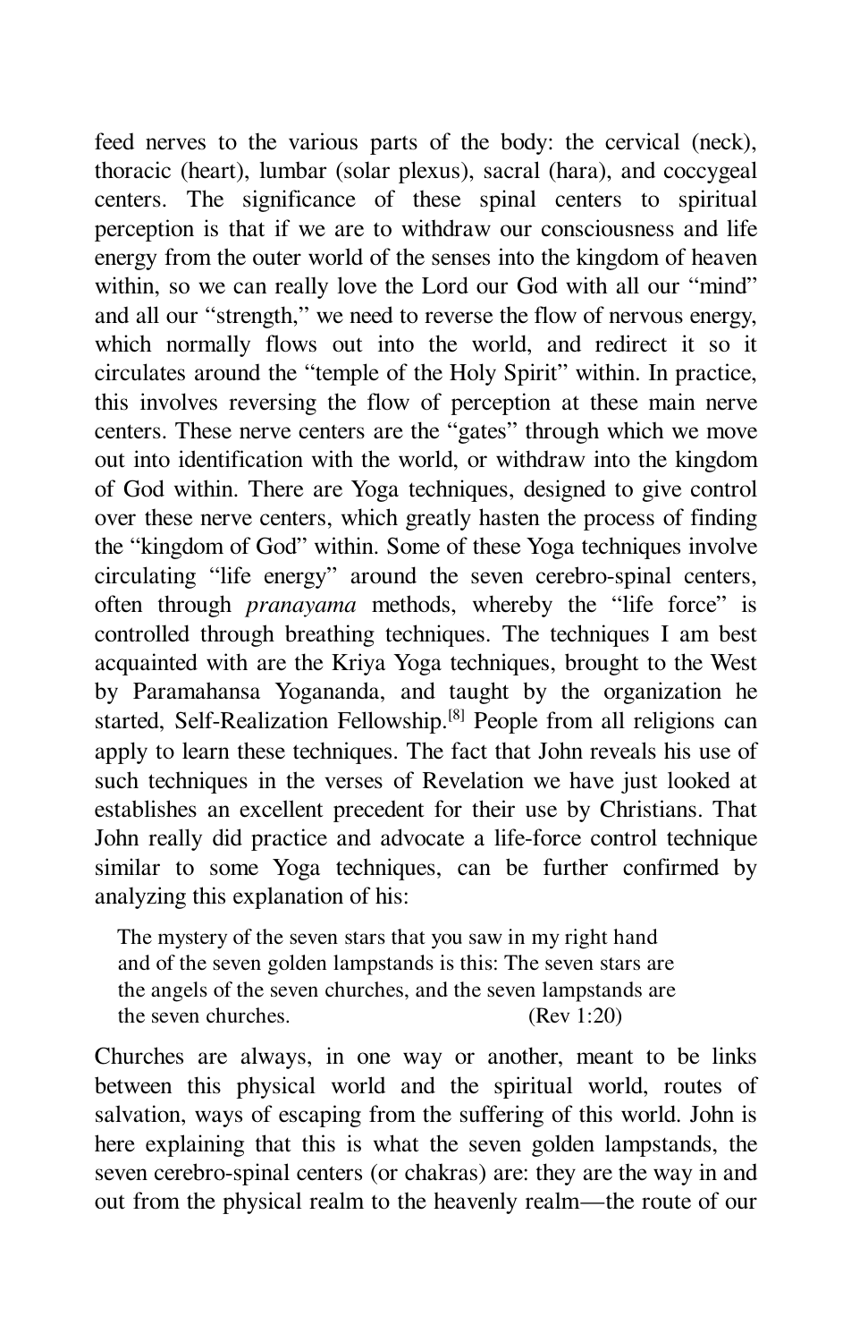feed nerves to the various parts of the body: the cervical (neck), thoracic (heart), lumbar (solar plexus), sacral (hara), and coccygeal centers. The significance of these spinal centers to spiritual perception is that if we are to withdraw our consciousness and life energy from the outer world of the senses into the kingdom of heaven within, so we can really love the Lord our God with all our "mind" and all our "strength," we need to reverse the flow of nervous energy, which normally flows out into the world, and redirect it so it circulates around the "temple of the Holy Spirit" within. In practice, this involves reversing the flow of perception at these main nerve centers. These nerve centers are the "gates" through which we move out into identification with the world, or withdraw into the kingdom of God within. There are Yoga techniques, designed to give control over these nerve centers, which greatly hasten the process of finding the "kingdom of God" within. Some of these Yoga techniques involve circulating "life energy" around the seven cerebro-spinal centers, often through *pranayama* methods, whereby the "life force" is controlled through breathing techniques. The techniques I am best acquainted with are the Kriya Yoga techniques, brought to the West by Paramahansa Yogananda, and taught by the organization he started, Self-Realization Fellowship.[8] People from all religions can apply to learn these techniques. The fact that John reveals his use of such techniques in the verses of Revelation we have just looked at establishes an excellent precedent for their use by Christians. That John really did practice and advocate a life-force control technique similar to some Yoga techniques, can be further confirmed by analyzing this explanation of his:

> The mystery of the seven stars that you saw in my right hand and of the seven golden lampstands is this: The seven stars are the angels of the seven churches, and the seven lampstands are the seven churches. (Rev 1:20)

Churches are always, in one way or another, meant to be links between this physical world and the spiritual world, routes of salvation, ways of escaping from the suffering of this world. John is here explaining that this is what the seven golden lampstands, the seven cerebro-spinal centers (or chakras) are: they are the way in and out from the physical realm to the heavenly realm—the route of our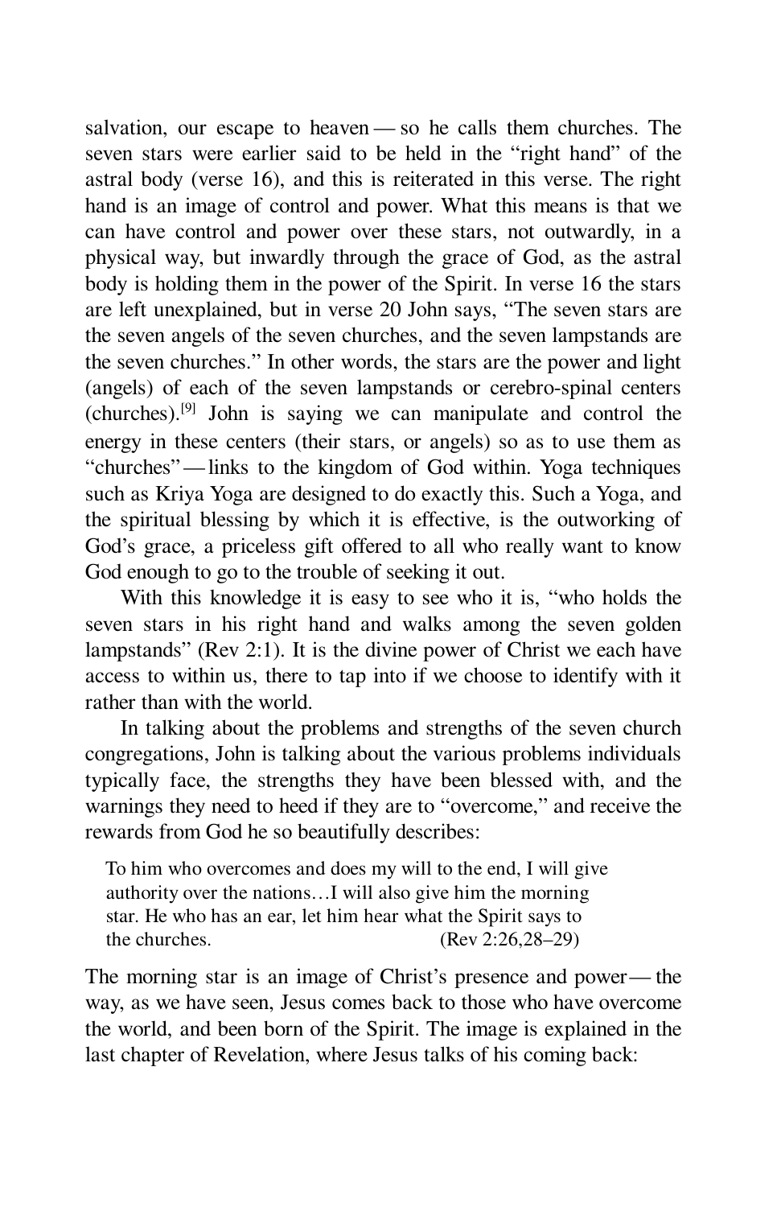salvation, our escape to heaven — so he calls them churches. The seven stars were earlier said to be held in the "right hand" of the astral body (verse 16), and this is reiterated in this verse. The right hand is an image of control and power. What this means is that we can have control and power over these stars, not outwardly, in a physical way, but inwardly through the grace of God, as the astral body is holding them in the power of the Spirit. In verse 16 the stars are left unexplained, but in verse 20 John says, "The seven stars are the seven angels of the seven churches, and the seven lampstands are the seven churches." In other words, the stars are the power and light (angels) of each of the seven lampstands or cerebro-spinal centers (churches).[9] John is saying we can manipulate and control the energy in these centers (their stars, or angels) so as to use them as "churches" — links to the kingdom of God within. Yoga techniques such as Kriya Yoga are designed to do exactly this. Such a Yoga, and the spiritual blessing by which it is effective, is the outworking of God's grace, a priceless gift offered to all who really want to know God enough to go to the trouble of seeking it out.

With this knowledge it is easy to see who it is, "who holds the seven stars in his right hand and walks among the seven golden lampstands" (Rev 2:1). It is the divine power of Christ we each have access to within us, there to tap into if we choose to identify with it rather than with the world.

In talking about the problems and strengths of the seven church congregations, John is talking about the various problems individuals typically face, the strengths they have been blessed with, and the warnings they need to heed if they are to "overcome," and receive the rewards from God he so beautifully describes:

> To him who overcomes and does my will to the end, I will give authority over the nations…I will also give him the morning star. He who has an ear, let him hear what the Spirit says to the churches. (Rev 2:26,28–29)

The morning star is an image of Christ's presence and power — the way, as we have seen, Jesus comes back to those who have overcome the world, and been born of the Spirit. The image is explained in the last chapter of Revelation, where Jesus talks of his coming back: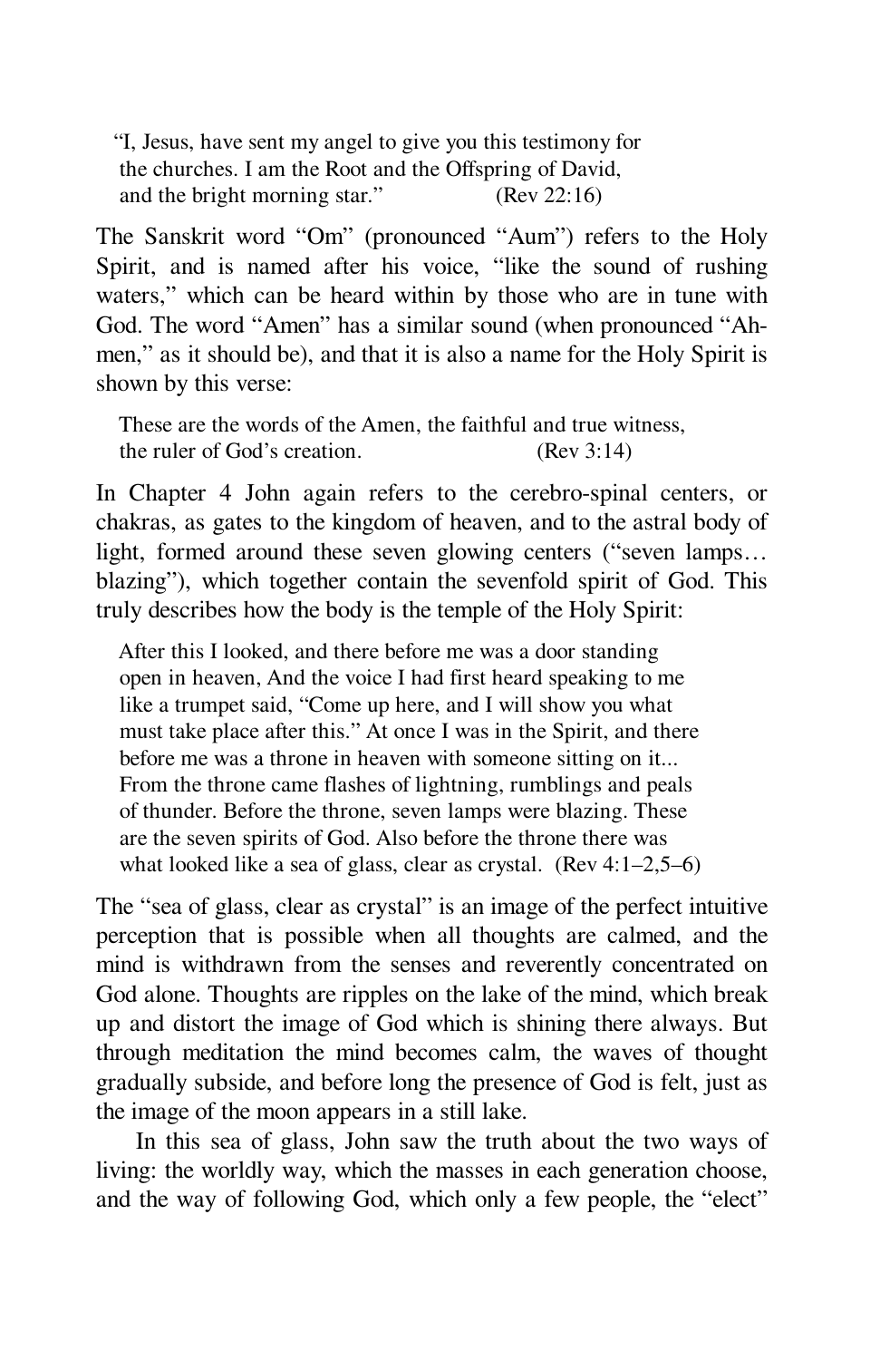> "I, Jesus, have sent my angel to give you this testimony for the churches. I am the Root and the Offspring of David, and the bright morning star." (Rev 22:16)

The Sanskrit word "Om" (pronounced "Aum") refers to the Holy Spirit, and is named after his voice, "like the sound of rushing waters," which can be heard within by those who are in tune with God. The word "Amen" has a similar sound (when pronounced "Ah-men," as it should be), and that it is also a name for the Holy Spirit is shown by this verse:

> These are the words of the Amen, the faithful and true witness, the ruler of God's creation. (Rev 3:14)

In Chapter 4 John again refers to the cerebro-spinal centers, or chakras, as gates to the kingdom of heaven, and to the astral body of light, formed around these seven glowing centers ("seven lamps… blazing"), which together contain the sevenfold spirit of God. This truly describes how the body is the temple of the Holy Spirit:

> After this I looked, and there before me was a door standing open in heaven, And the voice I had first heard speaking to me like a trumpet said, "Come up here, and I will show you what must take place after this." At once I was in the Spirit, and there before me was a throne in heaven with someone sitting on it... From the throne came flashes of lightning, rumblings and peals of thunder. Before the throne, seven lamps were blazing. These are the seven spirits of God. Also before the throne there was what looked like a sea of glass, clear as crystal. (Rev 4:1–2,5–6)

The "sea of glass, clear as crystal" is an image of the perfect intuitive perception that is possible when all thoughts are calmed, and the mind is withdrawn from the senses and reverently concentrated on God alone. Thoughts are ripples on the lake of the mind, which break up and distort the image of God which is shining there always. But through meditation the mind becomes calm, the waves of thought gradually subside, and before long the presence of God is felt, just as the image of the moon appears in a still lake.

In this sea of glass, John saw the truth about the two ways of living: the worldly way, which the masses in each generation choose, and the way of following God, which only a few people, the "elect"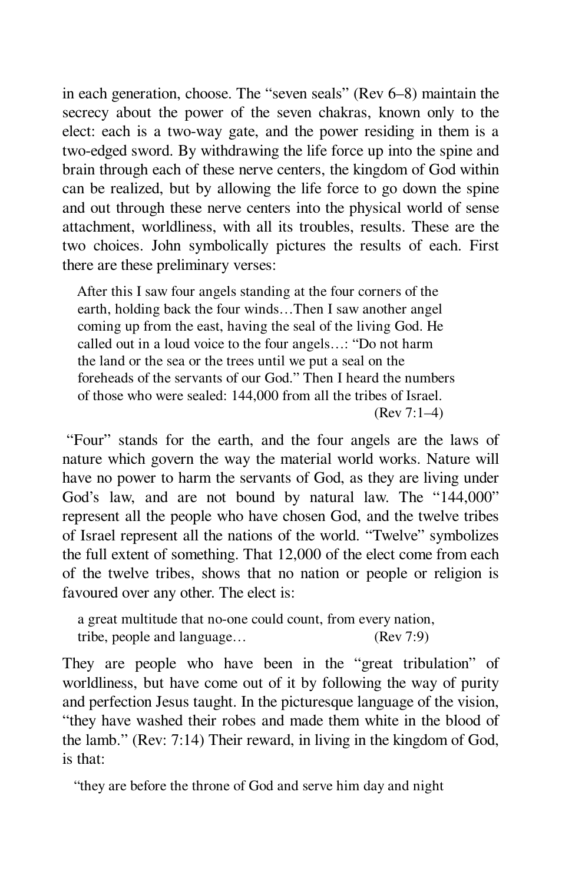in each generation, choose. The "seven seals" (Rev 6–8) maintain the secrecy about the power of the seven chakras, known only to the elect: each is a two-way gate, and the power residing in them is a two-edged sword. By withdrawing the life force up into the spine and brain through each of these nerve centers, the kingdom of God within can be realized, but by allowing the life force to go down the spine and out through these nerve centers into the physical world of sense attachment, worldliness, with all its troubles, results. These are the two choices. John symbolically pictures the results of each. First there are these preliminary verses:

> After this I saw four angels standing at the four corners of the earth, holding back the four winds…Then I saw another angel coming up from the east, having the seal of the living God. He called out in a loud voice to the four angels…: "Do not harm the land or the sea or the trees until we put a seal on the foreheads of the servants of our God." Then I heard the numbers of those who were sealed: 144,000 from all the tribes of Israel.
> (Rev 7:1–4)

"Four" stands for the earth, and the four angels are the laws of nature which govern the way the material world works. Nature will have no power to harm the servants of God, as they are living under God's law, and are not bound by natural law. The "144,000" represent all the people who have chosen God, and the twelve tribes of Israel represent all the nations of the world. "Twelve" symbolizes the full extent of something. That 12,000 of the elect come from each of the twelve tribes, shows that no nation or people or religion is favoured over any other. The elect is:

> a great multitude that no-one could count, from every nation, tribe, people and language… (Rev 7:9)

They are people who have been in the "great tribulation" of worldliness, but have come out of it by following the way of purity and perfection Jesus taught. In the picturesque language of the vision, "they have washed their robes and made them white in the blood of the lamb." (Rev: 7:14) Their reward, in living in the kingdom of God, is that:

> "they are before the throne of God and serve him day and night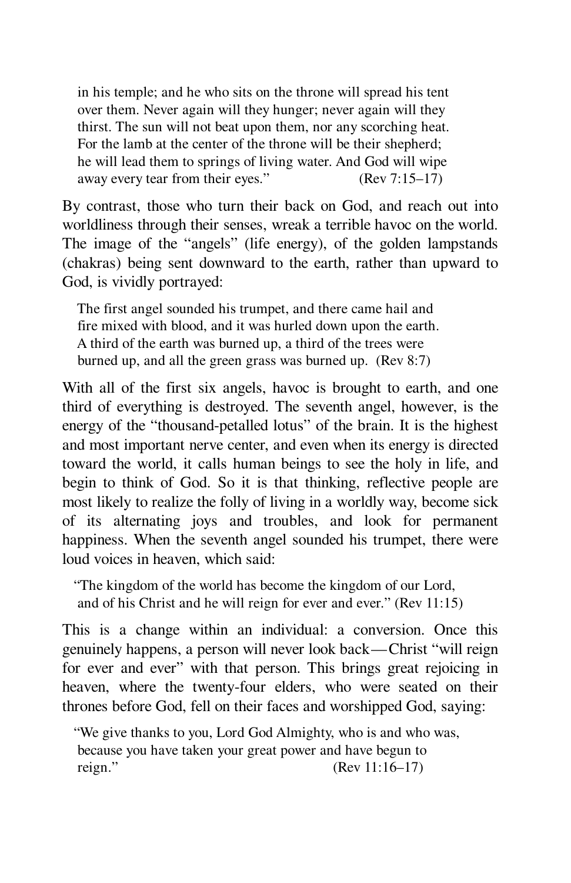> in his temple; and he who sits on the throne will spread his tent over them. Never again will they hunger; never again will they thirst. The sun will not beat upon them, nor any scorching heat. For the lamb at the center of the throne will be their shepherd; he will lead them to springs of living water. And God will wipe away every tear from their eyes." (Rev 7:15–17)

By contrast, those who turn their back on God, and reach out into worldliness through their senses, wreak a terrible havoc on the world. The image of the "angels" (life energy), of the golden lampstands (chakras) being sent downward to the earth, rather than upward to God, is vividly portrayed:

> The first angel sounded his trumpet, and there came hail and fire mixed with blood, and it was hurled down upon the earth. A third of the earth was burned up, a third of the trees were burned up, and all the green grass was burned up. (Rev 8:7)

With all of the first six angels, havoc is brought to earth, and one third of everything is destroyed. The seventh angel, however, is the energy of the "thousand-petalled lotus" of the brain. It is the highest and most important nerve center, and even when its energy is directed toward the world, it calls human beings to see the holy in life, and begin to think of God. So it is that thinking, reflective people are most likely to realize the folly of living in a worldly way, become sick of its alternating joys and troubles, and look for permanent happiness. When the seventh angel sounded his trumpet, there were loud voices in heaven, which said:

> "The kingdom of the world has become the kingdom of our Lord, and of his Christ and he will reign for ever and ever." (Rev 11:15)

This is a change within an individual: a conversion. Once this genuinely happens, a person will never look back—Christ "will reign for ever and ever" with that person. This brings great rejoicing in heaven, where the twenty-four elders, who were seated on their thrones before God, fell on their faces and worshipped God, saying:

> "We give thanks to you, Lord God Almighty, who is and who was, because you have taken your great power and have begun to reign." (Rev 11:16–17)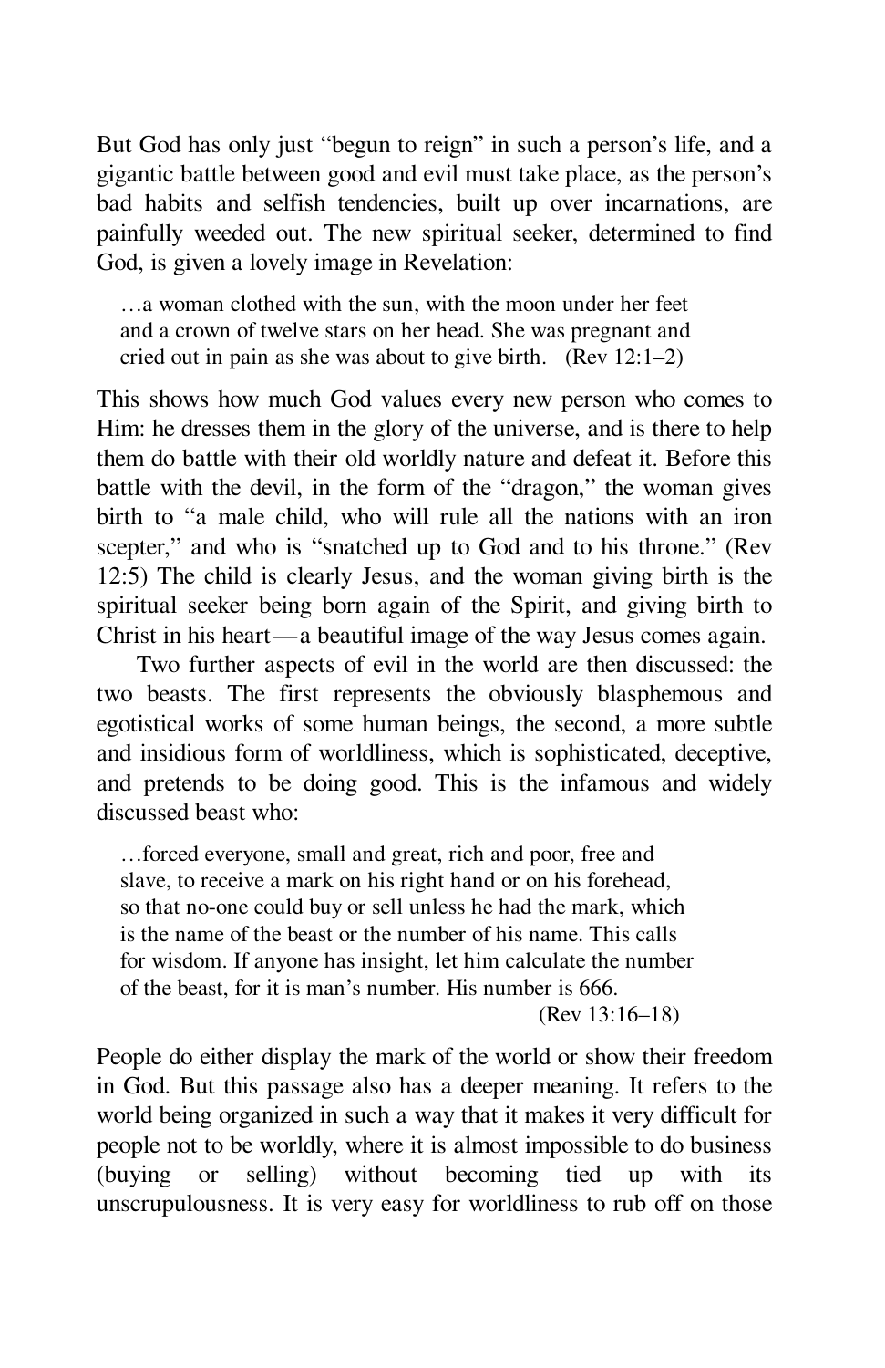But God has only just "begun to reign" in such a person's life, and a gigantic battle between good and evil must take place, as the person's bad habits and selfish tendencies, built up over incarnations, are painfully weeded out. The new spiritual seeker, determined to find God, is given a lovely image in Revelation:

> …a woman clothed with the sun, with the moon under her feet and a crown of twelve stars on her head. She was pregnant and cried out in pain as she was about to give birth. (Rev 12:1–2)

This shows how much God values every new person who comes to Him: he dresses them in the glory of the universe, and is there to help them do battle with their old worldly nature and defeat it. Before this battle with the devil, in the form of the "dragon," the woman gives birth to "a male child, who will rule all the nations with an iron scepter," and who is "snatched up to God and to his throne." (Rev 12:5) The child is clearly Jesus, and the woman giving birth is the spiritual seeker being born again of the Spirit, and giving birth to Christ in his heart—a beautiful image of the way Jesus comes again.

Two further aspects of evil in the world are then discussed: the two beasts. The first represents the obviously blasphemous and egotistical works of some human beings, the second, a more subtle and insidious form of worldliness, which is sophisticated, deceptive, and pretends to be doing good. This is the infamous and widely discussed beast who:

> …forced everyone, small and great, rich and poor, free and slave, to receive a mark on his right hand or on his forehead, so that no-one could buy or sell unless he had the mark, which is the name of the beast or the number of his name. This calls for wisdom. If anyone has insight, let him calculate the number of the beast, for it is man's number. His number is 666. (Rev 13:16–18)

People do either display the mark of the world or show their freedom in God. But this passage also has a deeper meaning. It refers to the world being organized in such a way that it makes it very difficult for people not to be worldly, where it is almost impossible to do business (buying or selling) without becoming tied up with its unscrupulousness. It is very easy for worldliness to rub off on those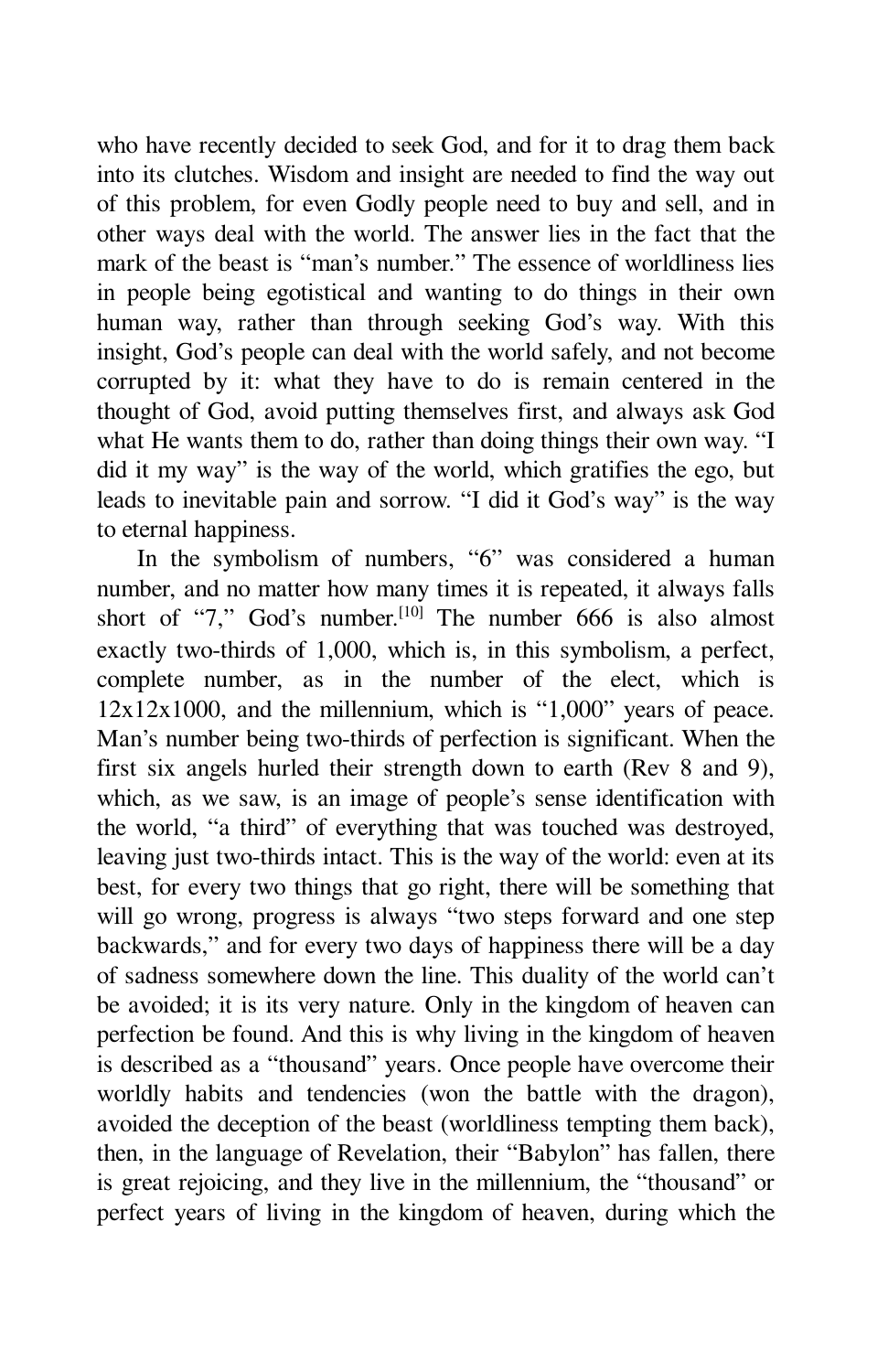who have recently decided to seek God, and for it to drag them back into its clutches. Wisdom and insight are needed to find the way out of this problem, for even Godly people need to buy and sell, and in other ways deal with the world. The answer lies in the fact that the mark of the beast is "man's number." The essence of worldliness lies in people being egotistical and wanting to do things in their own human way, rather than through seeking God's way. With this insight, God's people can deal with the world safely, and not become corrupted by it: what they have to do is remain centered in the thought of God, avoid putting themselves first, and always ask God what He wants them to do, rather than doing things their own way. "I did it my way" is the way of the world, which gratifies the ego, but leads to inevitable pain and sorrow. "I did it God's way" is the way to eternal happiness.

In the symbolism of numbers, "6" was considered a human number, and no matter how many times it is repeated, it always falls short of "7," God's number.[10] The number 666 is also almost exactly two-thirds of 1,000, which is, in this symbolism, a perfect, complete number, as in the number of the elect, which is 12x12x1000, and the millennium, which is "1,000" years of peace. Man's number being two-thirds of perfection is significant. When the first six angels hurled their strength down to earth (Rev 8 and 9), which, as we saw, is an image of people's sense identification with the world, "a third" of everything that was touched was destroyed, leaving just two-thirds intact. This is the way of the world: even at its best, for every two things that go right, there will be something that will go wrong, progress is always "two steps forward and one step backwards," and for every two days of happiness there will be a day of sadness somewhere down the line. This duality of the world can't be avoided; it is its very nature. Only in the kingdom of heaven can perfection be found. And this is why living in the kingdom of heaven is described as a "thousand" years. Once people have overcome their worldly habits and tendencies (won the battle with the dragon), avoided the deception of the beast (worldliness tempting them back), then, in the language of Revelation, their "Babylon" has fallen, there is great rejoicing, and they live in the millennium, the "thousand" or perfect years of living in the kingdom of heaven, during which the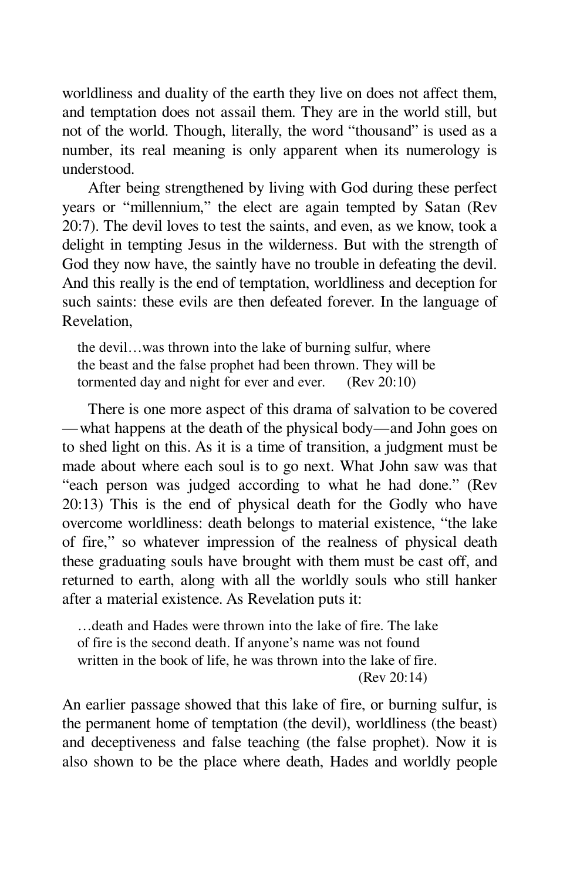worldliness and duality of the earth they live on does not affect them, and temptation does not assail them. They are in the world still, but not of the world. Though, literally, the word "thousand" is used as a number, its real meaning is only apparent when its numerology is understood.

After being strengthened by living with God during these perfect years or "millennium," the elect are again tempted by Satan (Rev 20:7). The devil loves to test the saints, and even, as we know, took a delight in tempting Jesus in the wilderness. But with the strength of God they now have, the saintly have no trouble in defeating the devil. And this really is the end of temptation, worldliness and deception for such saints: these evils are then defeated forever. In the language of Revelation,

> the devil…was thrown into the lake of burning sulfur, where the beast and the false prophet had been thrown. They will be tormented day and night for ever and ever. (Rev 20:10)

There is one more aspect of this drama of salvation to be covered —what happens at the death of the physical body—and John goes on to shed light on this. As it is a time of transition, a judgment must be made about where each soul is to go next. What John saw was that "each person was judged according to what he had done." (Rev 20:13) This is the end of physical death for the Godly who have overcome worldliness: death belongs to material existence, "the lake of fire," so whatever impression of the realness of physical death these graduating souls have brought with them must be cast off, and returned to earth, along with all the worldly souls who still hanker after a material existence. As Revelation puts it:

> …death and Hades were thrown into the lake of fire. The lake of fire is the second death. If anyone's name was not found written in the book of life, he was thrown into the lake of fire. (Rev 20:14)

An earlier passage showed that this lake of fire, or burning sulfur, is the permanent home of temptation (the devil), worldliness (the beast) and deceptiveness and false teaching (the false prophet). Now it is also shown to be the place where death, Hades and worldly people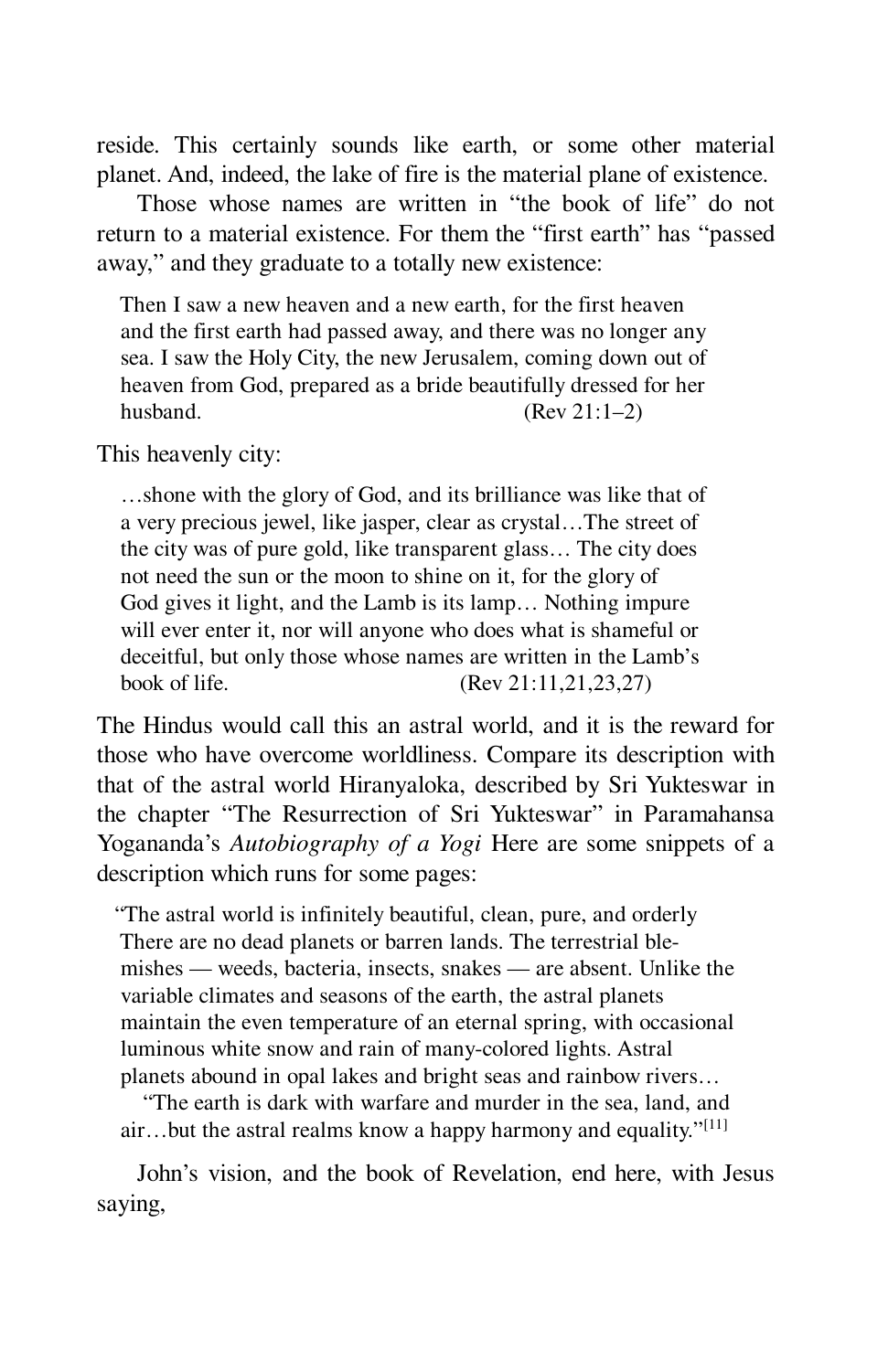reside. This certainly sounds like earth, or some other material planet. And, indeed, the lake of fire is the material plane of existence.

Those whose names are written in "the book of life" do not return to a material existence. For them the "first earth" has "passed away," and they graduate to a totally new existence:

> Then I saw a new heaven and a new earth, for the first heaven and the first earth had passed away, and there was no longer any sea. I saw the Holy City, the new Jerusalem, coming down out of heaven from God, prepared as a bride beautifully dressed for her husband. (Rev 21:1–2)

This heavenly city:

> …shone with the glory of God, and its brilliance was like that of a very precious jewel, like jasper, clear as crystal…The street of the city was of pure gold, like transparent glass… The city does not need the sun or the moon to shine on it, for the glory of God gives it light, and the Lamb is its lamp… Nothing impure will ever enter it, nor will anyone who does what is shameful or deceitful, but only those whose names are written in the Lamb's book of life. (Rev 21:11,21,23,27)

The Hindus would call this an astral world, and it is the reward for those who have overcome worldliness. Compare its description with that of the astral world Hiranyaloka, described by Sri Yukteswar in the chapter "The Resurrection of Sri Yukteswar" in Paramahansa Yogananda's *Autobiography of a Yogi* Here are some snippets of a description which runs for some pages:

> "The astral world is infinitely beautiful, clean, pure, and orderly There are no dead planets or barren lands. The terrestrial blemishes — weeds, bacteria, insects, snakes — are absent. Unlike the variable climates and seasons of the earth, the astral planets maintain the even temperature of an eternal spring, with occasional luminous white snow and rain of many-colored lights. Astral planets abound in opal lakes and bright seas and rainbow rivers…
>
> "The earth is dark with warfare and murder in the sea, land, and air…but the astral realms know a happy harmony and equality."[11]

John's vision, and the book of Revelation, end here, with Jesus saying,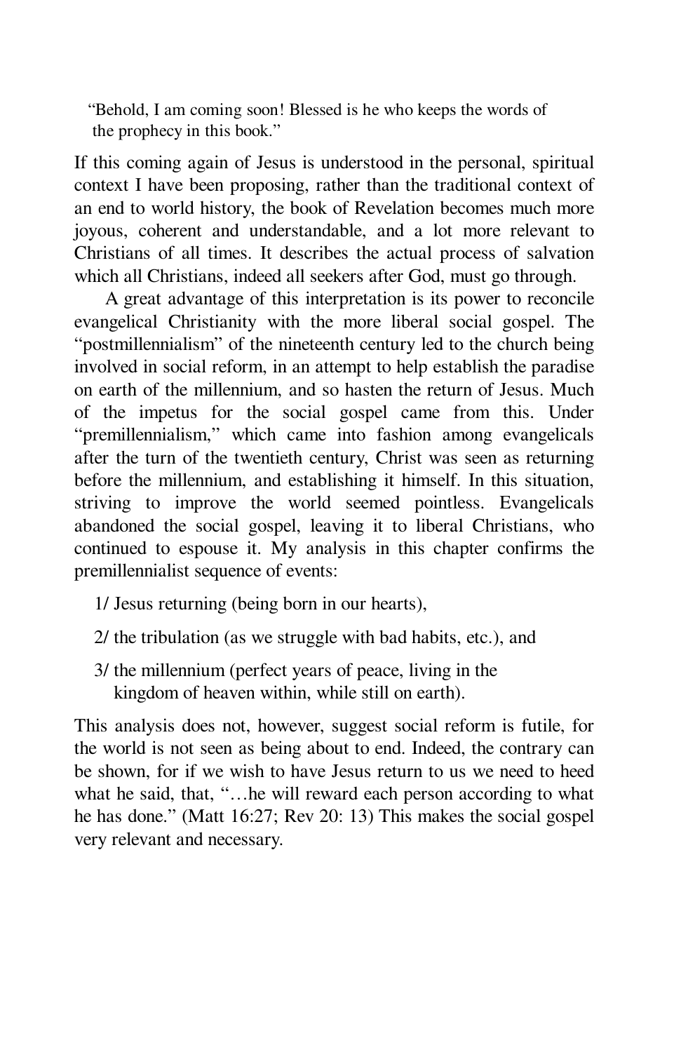> "Behold, I am coming soon! Blessed is he who keeps the words of the prophecy in this book."

If this coming again of Jesus is understood in the personal, spiritual context I have been proposing, rather than the traditional context of an end to world history, the book of Revelation becomes much more joyous, coherent and understandable, and a lot more relevant to Christians of all times. It describes the actual process of salvation which all Christians, indeed all seekers after God, must go through.

A great advantage of this interpretation is its power to reconcile evangelical Christianity with the more liberal social gospel. The "postmillennialism" of the nineteenth century led to the church being involved in social reform, in an attempt to help establish the paradise on earth of the millennium, and so hasten the return of Jesus. Much of the impetus for the social gospel came from this. Under "premillennialism," which came into fashion among evangelicals after the turn of the twentieth century, Christ was seen as returning before the millennium, and establishing it himself. In this situation, striving to improve the world seemed pointless. Evangelicals abandoned the social gospel, leaving it to liberal Christians, who continued to espouse it. My analysis in this chapter confirms the premillennialist sequence of events:

1/ Jesus returning (being born in our hearts),

2/ the tribulation (as we struggle with bad habits, etc.), and

3/ the millennium (perfect years of peace, living in the kingdom of heaven within, while still on earth).

This analysis does not, however, suggest social reform is futile, for the world is not seen as being about to end. Indeed, the contrary can be shown, for if we wish to have Jesus return to us we need to heed what he said, that, "…he will reward each person according to what he has done." (Matt 16:27; Rev 20: 13) This makes the social gospel very relevant and necessary.